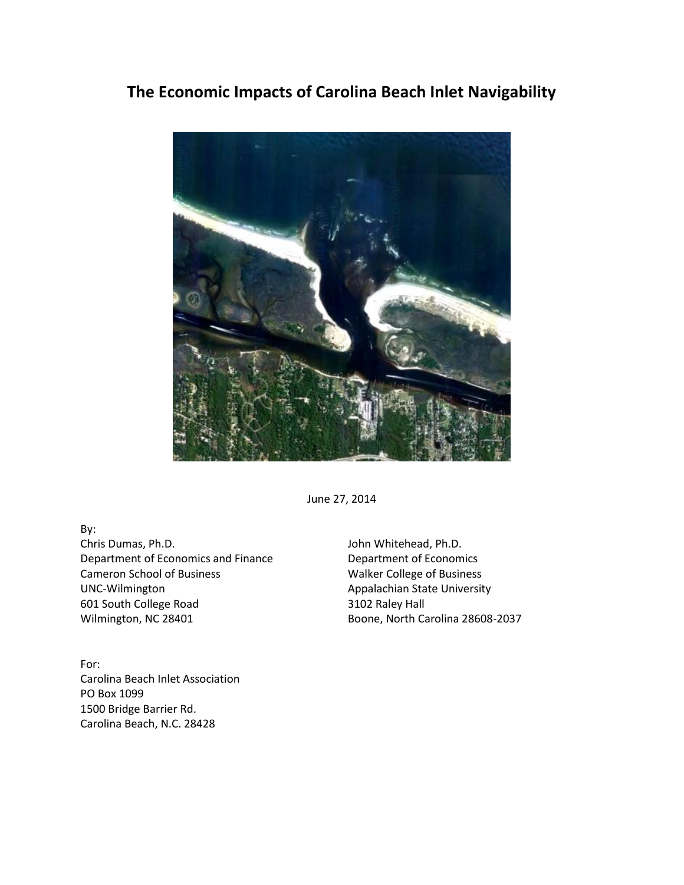# The Economic Impacts of Carolina Beach Inlet Navigability

June 27, 2014

By:

Chris Dumas, Ph.D.
Department of Economics and Finance
Cameron School of Business
UNC-Wilmington
601 South College Road
Wilmington, NC 28401

John Whitehead, Ph.D.
Department of Economics
Walker College of Business
Appalachian State University
3102 Raley Hall
Boone, North Carolina 28608-2037

For:
Carolina Beach Inlet Association
PO Box 1099
1500 Bridge Barrier Rd.
Carolina Beach, N.C. 28428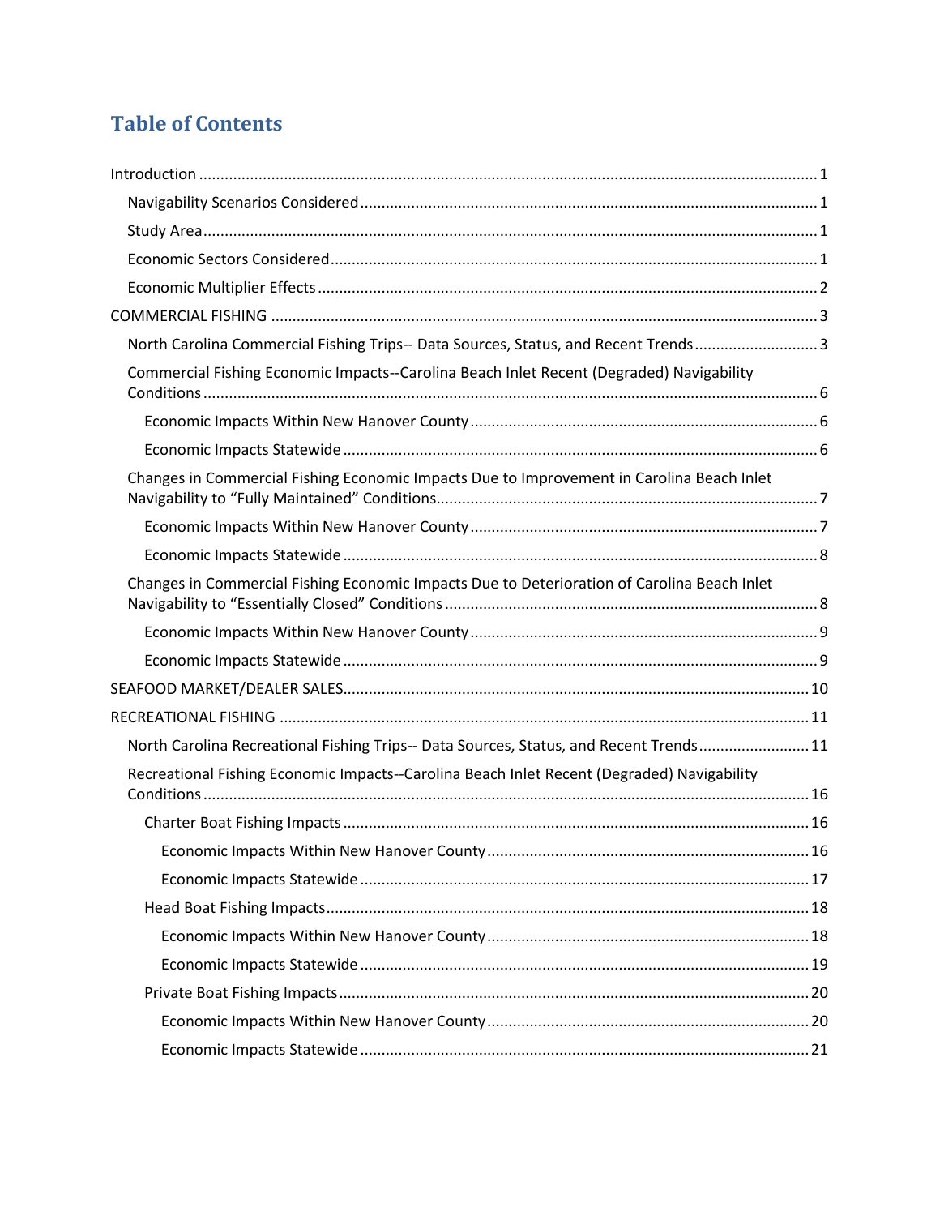# Table of Contents

Introduction ........................................................................................................................... 1

- Navigability Scenarios Considered ........................................................................................ 1
- Study Area ............................................................................................................................ 1
- Economic Sectors Considered ............................................................................................... 1
- Economic Multiplier Effects .................................................................................................. 2

COMMERCIAL FISHING ............................................................................................................ 3

- North Carolina Commercial Fishing Trips-- Data Sources, Status, and Recent Trends ............ 3
- Commercial Fishing Economic Impacts--Carolina Beach Inlet Recent (Degraded) Navigability Conditions ................................................................................................................................ 6
  - Economic Impacts Within New Hanover County ............................................................... 6
  - Economic Impacts Statewide ............................................................................................. 6
- Changes in Commercial Fishing Economic Impacts Due to Improvement in Carolina Beach Inlet Navigability to "Fully Maintained" Conditions ........................................................................ 7
  - Economic Impacts Within New Hanover County ............................................................... 7
  - Economic Impacts Statewide ............................................................................................. 8
- Changes in Commercial Fishing Economic Impacts Due to Deterioration of Carolina Beach Inlet Navigability to "Essentially Closed" Conditions ...................................................................... 8
  - Economic Impacts Within New Hanover County ............................................................... 9
  - Economic Impacts Statewide ............................................................................................. 9

SEAFOOD MARKET/DEALER SALES ......................................................................................... 10

RECREATIONAL FISHING ......................................................................................................... 11

- North Carolina Recreational Fishing Trips-- Data Sources, Status, and Recent Trends ......... 11
- Recreational Fishing Economic Impacts--Carolina Beach Inlet Recent (Degraded) Navigability Conditions .............................................................................................................................. 16
  - Charter Boat Fishing Impacts ........................................................................................... 16
    - Economic Impacts Within New Hanover County ........................................................... 16
    - Economic Impacts Statewide ......................................................................................... 17
  - Head Boat Fishing Impacts ............................................................................................... 18
    - Economic Impacts Within New Hanover County ........................................................... 18
    - Economic Impacts Statewide ......................................................................................... 19
  - Private Boat Fishing Impacts ............................................................................................ 20
    - Economic Impacts Within New Hanover County ........................................................... 20
    - Economic Impacts Statewide ......................................................................................... 21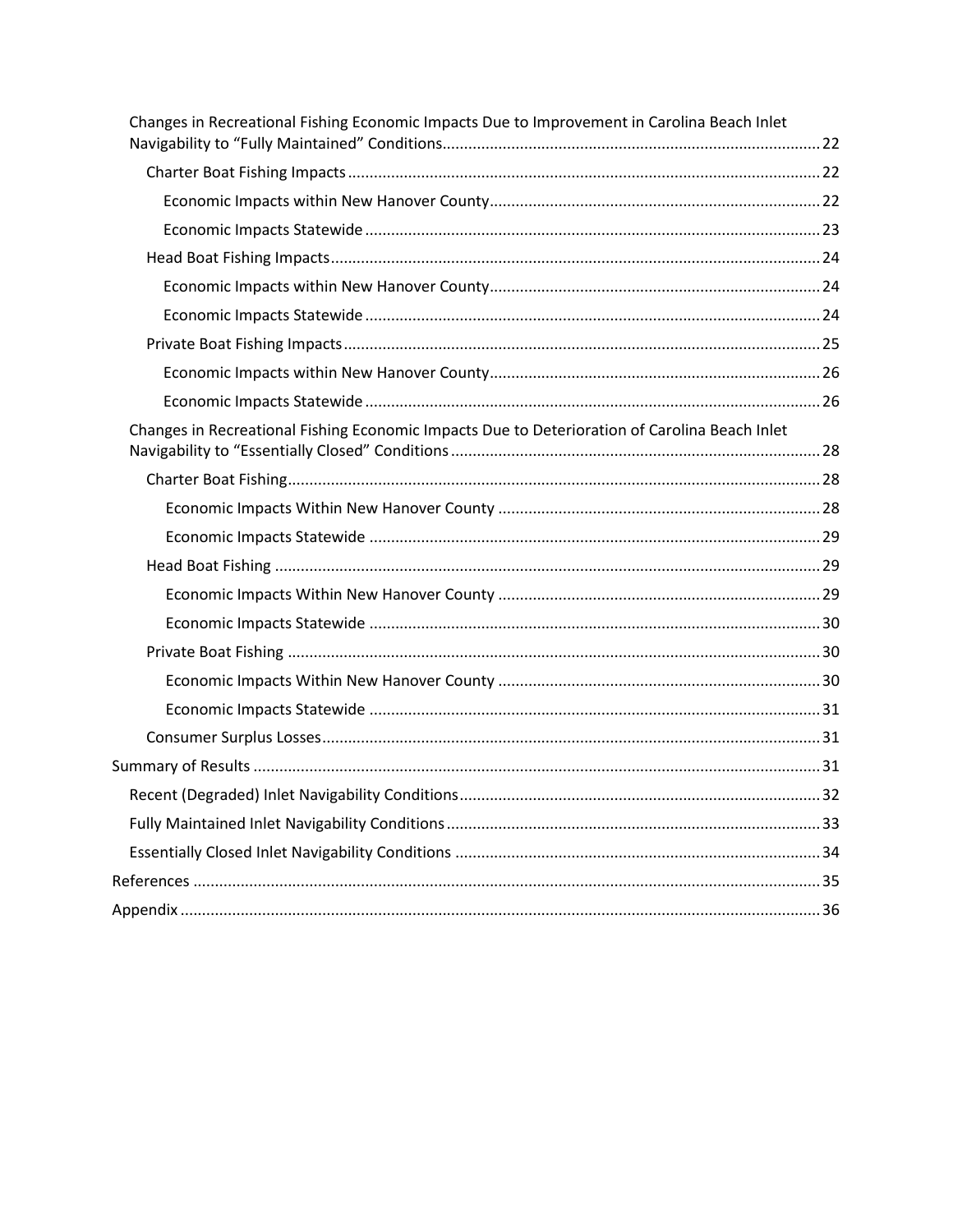- Changes in Recreational Fishing Economic Impacts Due to Improvement in Carolina Beach Inlet Navigability to "Fully Maintained" Conditions ..... 22
  - Charter Boat Fishing Impacts ..... 22
    - Economic Impacts within New Hanover County ..... 22
    - Economic Impacts Statewide ..... 23
  - Head Boat Fishing Impacts ..... 24
    - Economic Impacts within New Hanover County ..... 24
    - Economic Impacts Statewide ..... 24
  - Private Boat Fishing Impacts ..... 25
    - Economic Impacts within New Hanover County ..... 26
    - Economic Impacts Statewide ..... 26
- Changes in Recreational Fishing Economic Impacts Due to Deterioration of Carolina Beach Inlet Navigability to "Essentially Closed" Conditions ..... 28
  - Charter Boat Fishing ..... 28
    - Economic Impacts Within New Hanover County ..... 28
    - Economic Impacts Statewide ..... 29
  - Head Boat Fishing ..... 29
    - Economic Impacts Within New Hanover County ..... 29
    - Economic Impacts Statewide ..... 30
  - Private Boat Fishing ..... 30
    - Economic Impacts Within New Hanover County ..... 30
    - Economic Impacts Statewide ..... 31
  - Consumer Surplus Losses ..... 31

Summary of Results ..... 31
- Recent (Degraded) Inlet Navigability Conditions ..... 32
- Fully Maintained Inlet Navigability Conditions ..... 33
- Essentially Closed Inlet Navigability Conditions ..... 34

References ..... 35

Appendix ..... 36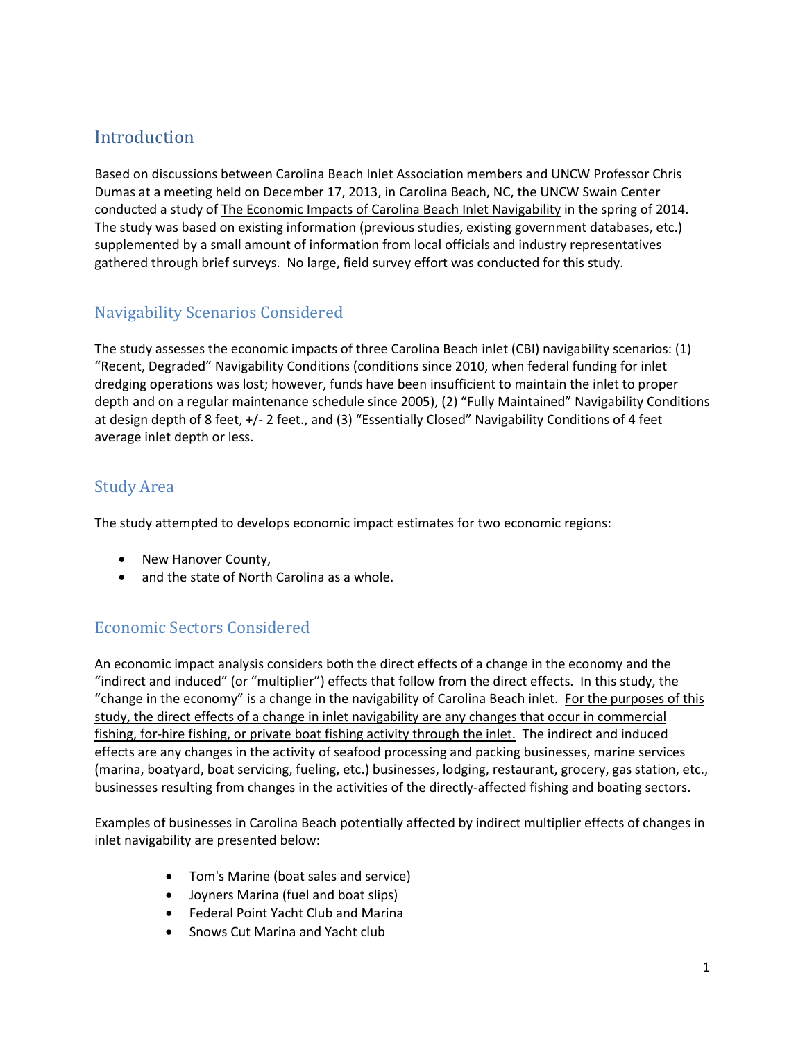## Introduction

Based on discussions between Carolina Beach Inlet Association members and UNCW Professor Chris Dumas at a meeting held on December 17, 2013, in Carolina Beach, NC, the UNCW Swain Center conducted a study of The Economic Impacts of Carolina Beach Inlet Navigability in the spring of 2014. The study was based on existing information (previous studies, existing government databases, etc.) supplemented by a small amount of information from local officials and industry representatives gathered through brief surveys. No large, field survey effort was conducted for this study.

### Navigability Scenarios Considered

The study assesses the economic impacts of three Carolina Beach inlet (CBI) navigability scenarios: (1) "Recent, Degraded" Navigability Conditions (conditions since 2010, when federal funding for inlet dredging operations was lost; however, funds have been insufficient to maintain the inlet to proper depth and on a regular maintenance schedule since 2005), (2) "Fully Maintained" Navigability Conditions at design depth of 8 feet, +/- 2 feet., and (3) "Essentially Closed" Navigability Conditions of 4 feet average inlet depth or less.

### Study Area

The study attempted to develops economic impact estimates for two economic regions:

- New Hanover County,
- and the state of North Carolina as a whole.

### Economic Sectors Considered

An economic impact analysis considers both the direct effects of a change in the economy and the "indirect and induced" (or "multiplier") effects that follow from the direct effects. In this study, the "change in the economy" is a change in the navigability of Carolina Beach inlet. For the purposes of this study, the direct effects of a change in inlet navigability are any changes that occur in commercial fishing, for-hire fishing, or private boat fishing activity through the inlet. The indirect and induced effects are any changes in the activity of seafood processing and packing businesses, marine services (marina, boatyard, boat servicing, fueling, etc.) businesses, lodging, restaurant, grocery, gas station, etc., businesses resulting from changes in the activities of the directly-affected fishing and boating sectors.

Examples of businesses in Carolina Beach potentially affected by indirect multiplier effects of changes in inlet navigability are presented below:

- Tom's Marine (boat sales and service)
- Joyners Marina (fuel and boat slips)
- Federal Point Yacht Club and Marina
- Snows Cut Marina and Yacht club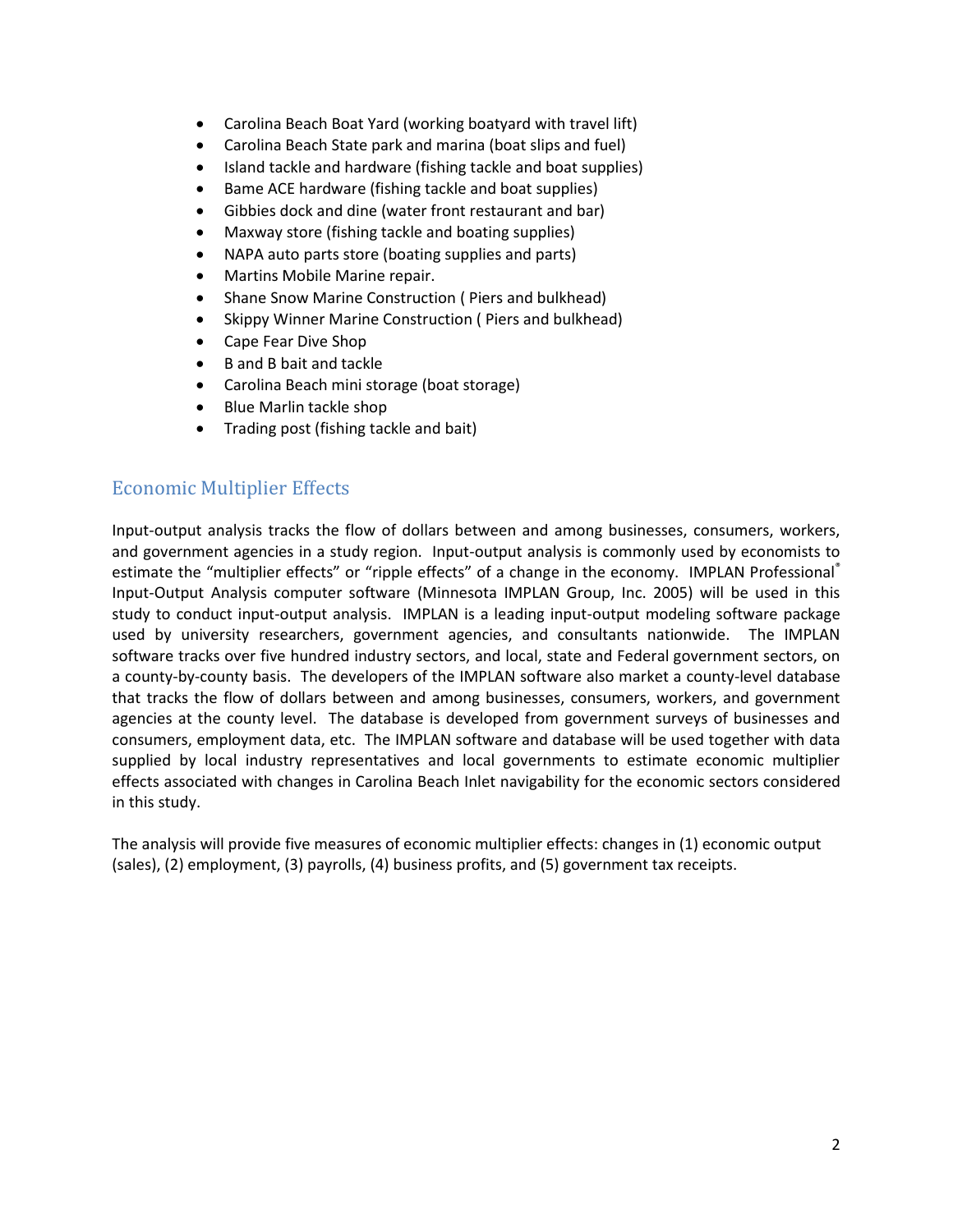- Carolina Beach Boat Yard (working boatyard with travel lift)
- Carolina Beach State park and marina (boat slips and fuel)
- Island tackle and hardware (fishing tackle and boat supplies)
- Bame ACE hardware (fishing tackle and boat supplies)
- Gibbies dock and dine (water front restaurant and bar)
- Maxway store (fishing tackle and boating supplies)
- NAPA auto parts store (boating supplies and parts)
- Martins Mobile Marine repair.
- Shane Snow Marine Construction ( Piers and bulkhead)
- Skippy Winner Marine Construction ( Piers and bulkhead)
- Cape Fear Dive Shop
- B and B bait and tackle
- Carolina Beach mini storage (boat storage)
- Blue Marlin tackle shop
- Trading post (fishing tackle and bait)

## Economic Multiplier Effects

Input-output analysis tracks the flow of dollars between and among businesses, consumers, workers, and government agencies in a study region. Input-output analysis is commonly used by economists to estimate the "multiplier effects" or "ripple effects" of a change in the economy. IMPLAN Professional® Input-Output Analysis computer software (Minnesota IMPLAN Group, Inc. 2005) will be used in this study to conduct input-output analysis. IMPLAN is a leading input-output modeling software package used by university researchers, government agencies, and consultants nationwide. The IMPLAN software tracks over five hundred industry sectors, and local, state and Federal government sectors, on a county-by-county basis. The developers of the IMPLAN software also market a county-level database that tracks the flow of dollars between and among businesses, consumers, workers, and government agencies at the county level. The database is developed from government surveys of businesses and consumers, employment data, etc. The IMPLAN software and database will be used together with data supplied by local industry representatives and local governments to estimate economic multiplier effects associated with changes in Carolina Beach Inlet navigability for the economic sectors considered in this study.

The analysis will provide five measures of economic multiplier effects: changes in (1) economic output (sales), (2) employment, (3) payrolls, (4) business profits, and (5) government tax receipts.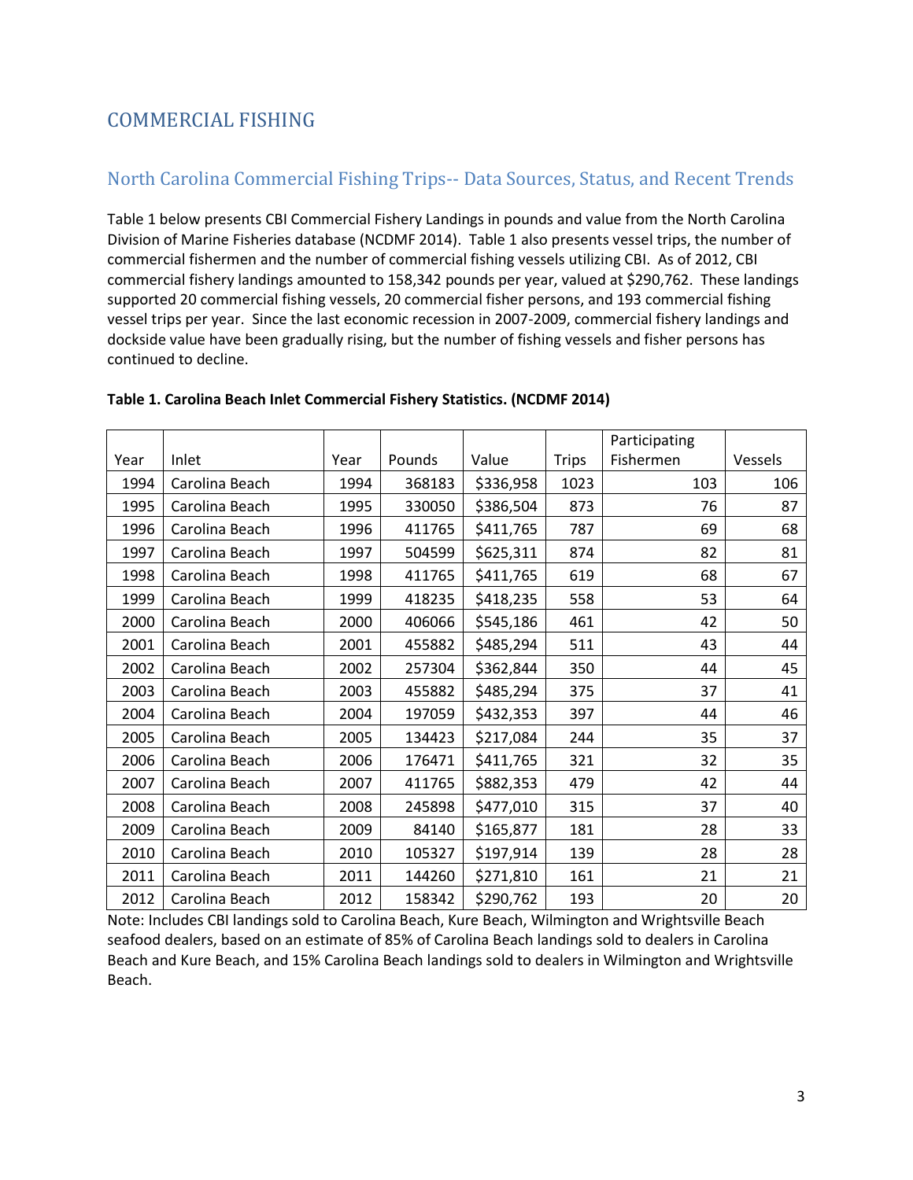## COMMERCIAL FISHING

### North Carolina Commercial Fishing Trips-- Data Sources, Status, and Recent Trends

Table 1 below presents CBI Commercial Fishery Landings in pounds and value from the North Carolina Division of Marine Fisheries database (NCDMF 2014). Table 1 also presents vessel trips, the number of commercial fishermen and the number of commercial fishing vessels utilizing CBI. As of 2012, CBI commercial fishery landings amounted to 158,342 pounds per year, valued at $290,762. These landings supported 20 commercial fishing vessels, 20 commercial fisher persons, and 193 commercial fishing vessel trips per year. Since the last economic recession in 2007-2009, commercial fishery landings and dockside value have been gradually rising, but the number of fishing vessels and fisher persons has continued to decline.

**Table 1. Carolina Beach Inlet Commercial Fishery Statistics. (NCDMF 2014)**

| Year | Inlet | Year | Pounds | Value | Trips | Participating Fishermen | Vessels |
|---|---|---|---|---|---|---|---|
| 1994 | Carolina Beach | 1994 | 368183 | $336,958 | 1023 | 103 | 106 |
| 1995 | Carolina Beach | 1995 | 330050 | $386,504 | 873 | 76 | 87 |
| 1996 | Carolina Beach | 1996 | 411765 | $411,765 | 787 | 69 | 68 |
| 1997 | Carolina Beach | 1997 | 504599 | $625,311 | 874 | 82 | 81 |
| 1998 | Carolina Beach | 1998 | 411765 | $411,765 | 619 | 68 | 67 |
| 1999 | Carolina Beach | 1999 | 418235 | $418,235 | 558 | 53 | 64 |
| 2000 | Carolina Beach | 2000 | 406066 | $545,186 | 461 | 42 | 50 |
| 2001 | Carolina Beach | 2001 | 455882 | $485,294 | 511 | 43 | 44 |
| 2002 | Carolina Beach | 2002 | 257304 | $362,844 | 350 | 44 | 45 |
| 2003 | Carolina Beach | 2003 | 455882 | $485,294 | 375 | 37 | 41 |
| 2004 | Carolina Beach | 2004 | 197059 | $432,353 | 397 | 44 | 46 |
| 2005 | Carolina Beach | 2005 | 134423 | $217,084 | 244 | 35 | 37 |
| 2006 | Carolina Beach | 2006 | 176471 | $411,765 | 321 | 32 | 35 |
| 2007 | Carolina Beach | 2007 | 411765 | $882,353 | 479 | 42 | 44 |
| 2008 | Carolina Beach | 2008 | 245898 | $477,010 | 315 | 37 | 40 |
| 2009 | Carolina Beach | 2009 | 84140 | $165,877 | 181 | 28 | 33 |
| 2010 | Carolina Beach | 2010 | 105327 | $197,914 | 139 | 28 | 28 |
| 2011 | Carolina Beach | 2011 | 144260 | $271,810 | 161 | 21 | 21 |
| 2012 | Carolina Beach | 2012 | 158342 | $290,762 | 193 | 20 | 20 |

Note: Includes CBI landings sold to Carolina Beach, Kure Beach, Wilmington and Wrightsville Beach seafood dealers, based on an estimate of 85% of Carolina Beach landings sold to dealers in Carolina Beach and Kure Beach, and 15% Carolina Beach landings sold to dealers in Wilmington and Wrightsville Beach.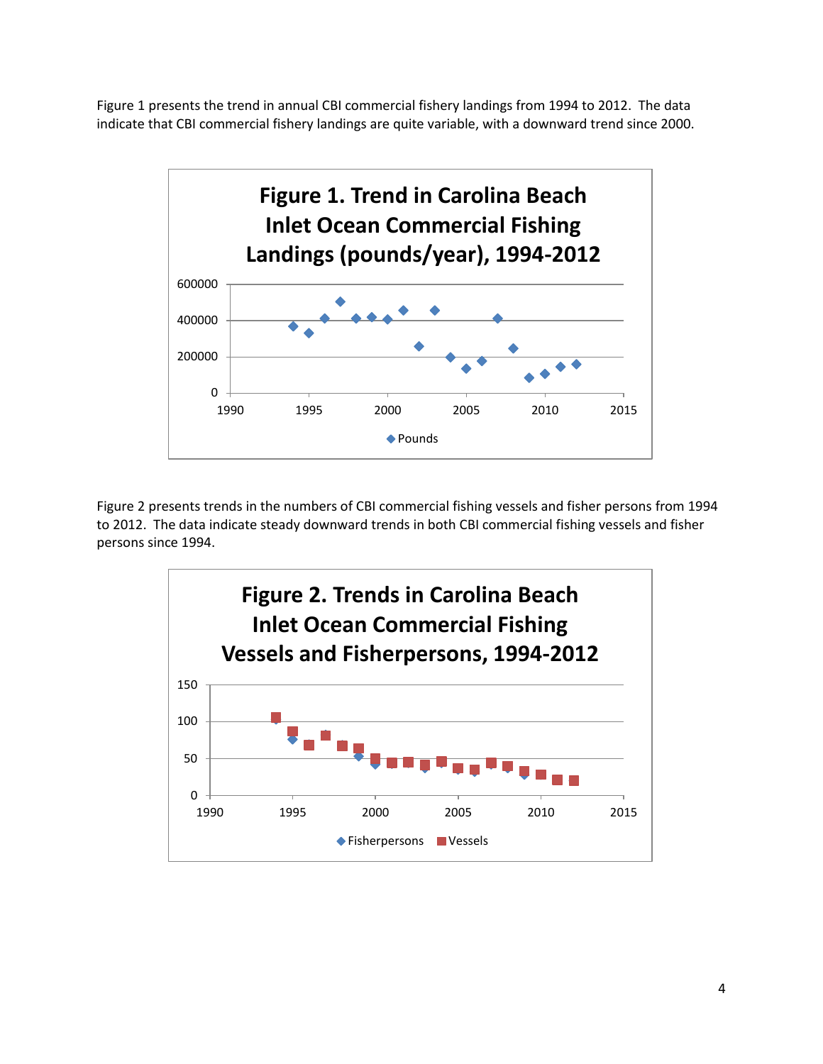Figure 1 presents the trend in annual CBI commercial fishery landings from 1994 to 2012. The data indicate that CBI commercial fishery landings are quite variable, with a downward trend since 2000.

**Figure 1. Trend in Carolina Beach Inlet Ocean Commercial Fishing Landings (pounds/year), 1994-2012**

Figure 2 presents trends in the numbers of CBI commercial fishing vessels and fisher persons from 1994 to 2012. The data indicate steady downward trends in both CBI commercial fishing vessels and fisher persons since 1994.

**Figure 2. Trends in Carolina Beach Inlet Ocean Commercial Fishing Vessels and Fisherpersons, 1994-2012**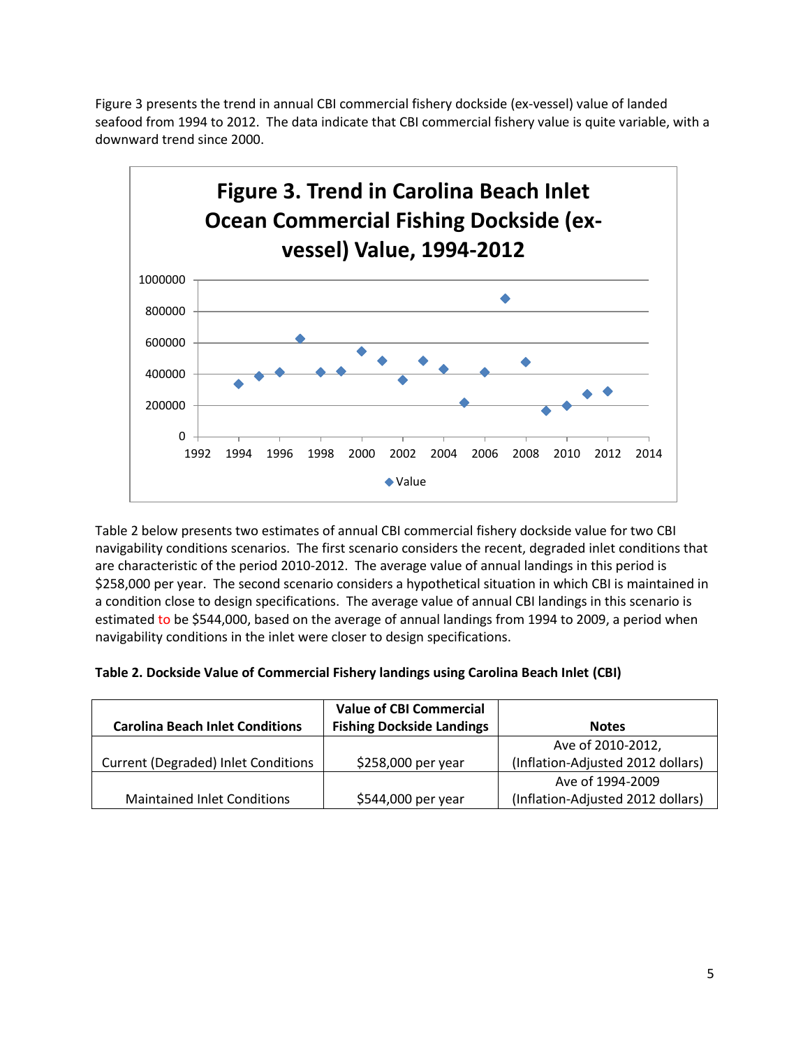Figure 3 presents the trend in annual CBI commercial fishery dockside (ex-vessel) value of landed seafood from 1994 to 2012. The data indicate that CBI commercial fishery value is quite variable, with a downward trend since 2000.

**Figure 3. Trend in Carolina Beach Inlet Ocean Commercial Fishing Dockside (ex-vessel) Value, 1994-2012**

Table 2 below presents two estimates of annual CBI commercial fishery dockside value for two CBI navigability conditions scenarios. The first scenario considers the recent, degraded inlet conditions that are characteristic of the period 2010-2012. The average value of annual landings in this period is $258,000 per year. The second scenario considers a hypothetical situation in which CBI is maintained in a condition close to design specifications. The average value of annual CBI landings in this scenario is estimated to be $544,000, based on the average of annual landings from 1994 to 2009, a period when navigability conditions in the inlet were closer to design specifications.

**Table 2. Dockside Value of Commercial Fishery landings using Carolina Beach Inlet (CBI)**

| Carolina Beach Inlet Conditions | Value of CBI Commercial Fishing Dockside Landings | Notes |
|---|---|---|
| Current (Degraded) Inlet Conditions | $258,000 per year | Ave of 2010-2012, (Inflation-Adjusted 2012 dollars) |
| Maintained Inlet Conditions | $544,000 per year | Ave of 1994-2009 (Inflation-Adjusted 2012 dollars) |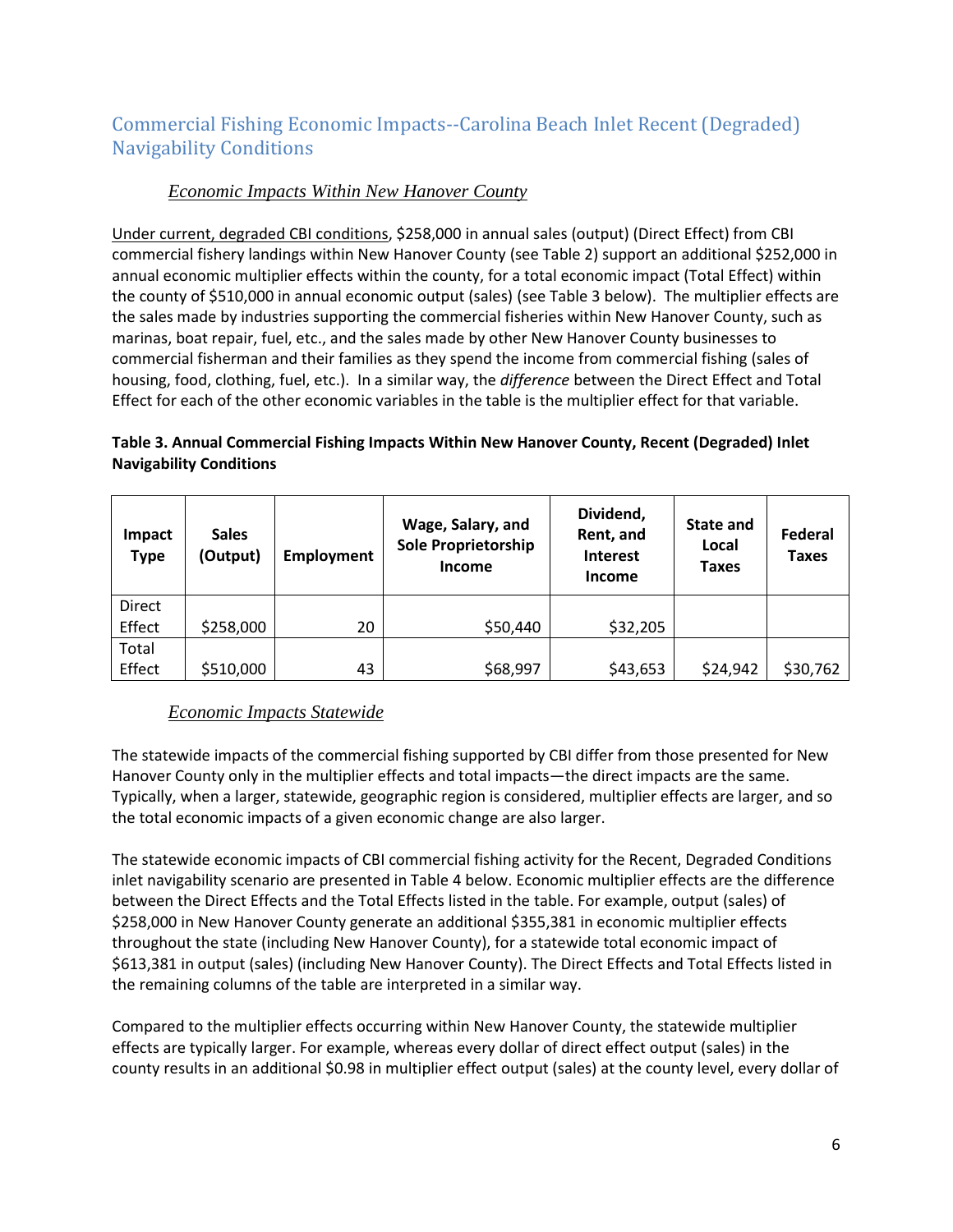## Commercial Fishing Economic Impacts--Carolina Beach Inlet Recent (Degraded) Navigability Conditions

### *Economic Impacts Within New Hanover County*

Under current, degraded CBI conditions, $258,000 in annual sales (output) (Direct Effect) from CBI commercial fishery landings within New Hanover County (see Table 2) support an additional $252,000 in annual economic multiplier effects within the county, for a total economic impact (Total Effect) within the county of $510,000 in annual economic output (sales) (see Table 3 below). The multiplier effects are the sales made by industries supporting the commercial fisheries within New Hanover County, such as marinas, boat repair, fuel, etc., and the sales made by other New Hanover County businesses to commercial fisherman and their families as they spend the income from commercial fishing (sales of housing, food, clothing, fuel, etc.). In a similar way, the *difference* between the Direct Effect and Total Effect for each of the other economic variables in the table is the multiplier effect for that variable.

**Table 3. Annual Commercial Fishing Impacts Within New Hanover County, Recent (Degraded) Inlet Navigability Conditions**

| Impact Type | Sales (Output) | Employment | Wage, Salary, and Sole Proprietorship Income | Dividend, Rent, and Interest Income | State and Local Taxes | Federal Taxes |
|---|---|---|---|---|---|---|
| Direct Effect | $258,000 | 20 | $50,440 | $32,205 | | |
| Total Effect | $510,000 | 43 | $68,997 | $43,653 | $24,942 | $30,762 |

### *Economic Impacts Statewide*

The statewide impacts of the commercial fishing supported by CBI differ from those presented for New Hanover County only in the multiplier effects and total impacts—the direct impacts are the same. Typically, when a larger, statewide, geographic region is considered, multiplier effects are larger, and so the total economic impacts of a given economic change are also larger.

The statewide economic impacts of CBI commercial fishing activity for the Recent, Degraded Conditions inlet navigability scenario are presented in Table 4 below. Economic multiplier effects are the difference between the Direct Effects and the Total Effects listed in the table. For example, output (sales) of $258,000 in New Hanover County generate an additional $355,381 in economic multiplier effects throughout the state (including New Hanover County), for a statewide total economic impact of $613,381 in output (sales) (including New Hanover County). The Direct Effects and Total Effects listed in the remaining columns of the table are interpreted in a similar way.

Compared to the multiplier effects occurring within New Hanover County, the statewide multiplier effects are typically larger. For example, whereas every dollar of direct effect output (sales) in the county results in an additional $0.98 in multiplier effect output (sales) at the county level, every dollar of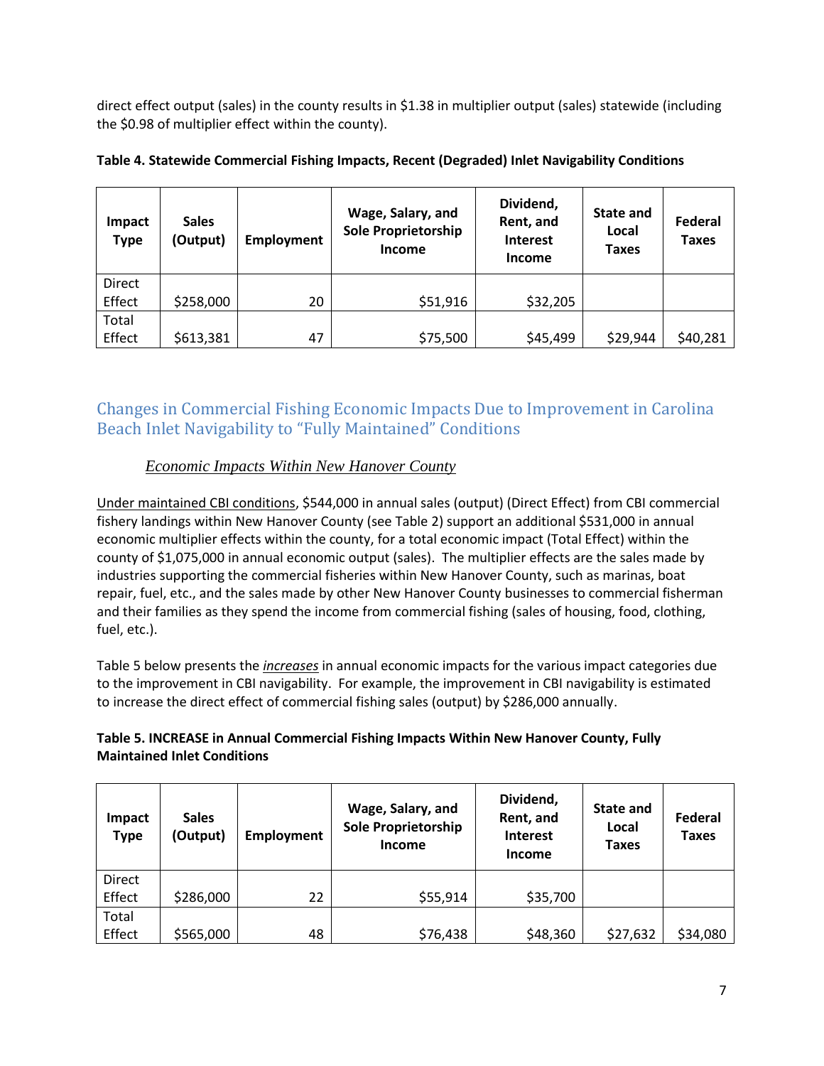direct effect output (sales) in the county results in $1.38 in multiplier output (sales) statewide (including the $0.98 of multiplier effect within the county).

**Table 4. Statewide Commercial Fishing Impacts, Recent (Degraded) Inlet Navigability Conditions**

| Impact Type | Sales (Output) | Employment | Wage, Salary, and Sole Proprietorship Income | Dividend, Rent, and Interest Income | State and Local Taxes | Federal Taxes |
|---|---|---|---|---|---|---|
| Direct Effect | $258,000 | 20 | $51,916 | $32,205 | | |
| Total Effect | $613,381 | 47 | $75,500 | $45,499 | $29,944 | $40,281 |

## Changes in Commercial Fishing Economic Impacts Due to Improvement in Carolina Beach Inlet Navigability to "Fully Maintained" Conditions

### *Economic Impacts Within New Hanover County*

Under maintained CBI conditions, $544,000 in annual sales (output) (Direct Effect) from CBI commercial fishery landings within New Hanover County (see Table 2) support an additional $531,000 in annual economic multiplier effects within the county, for a total economic impact (Total Effect) within the county of $1,075,000 in annual economic output (sales). The multiplier effects are the sales made by industries supporting the commercial fisheries within New Hanover County, such as marinas, boat repair, fuel, etc., and the sales made by other New Hanover County businesses to commercial fisherman and their families as they spend the income from commercial fishing (sales of housing, food, clothing, fuel, etc.).

Table 5 below presents the ***increases*** in annual economic impacts for the various impact categories due to the improvement in CBI navigability. For example, the improvement in CBI navigability is estimated to increase the direct effect of commercial fishing sales (output) by $286,000 annually.

**Table 5. INCREASE in Annual Commercial Fishing Impacts Within New Hanover County, Fully Maintained Inlet Conditions**

| Impact Type | Sales (Output) | Employment | Wage, Salary, and Sole Proprietorship Income | Dividend, Rent, and Interest Income | State and Local Taxes | Federal Taxes |
|---|---|---|---|---|---|---|
| Direct Effect | $286,000 | 22 | $55,914 | $35,700 | | |
| Total Effect | $565,000 | 48 | $76,438 | $48,360 | $27,632 | $34,080 |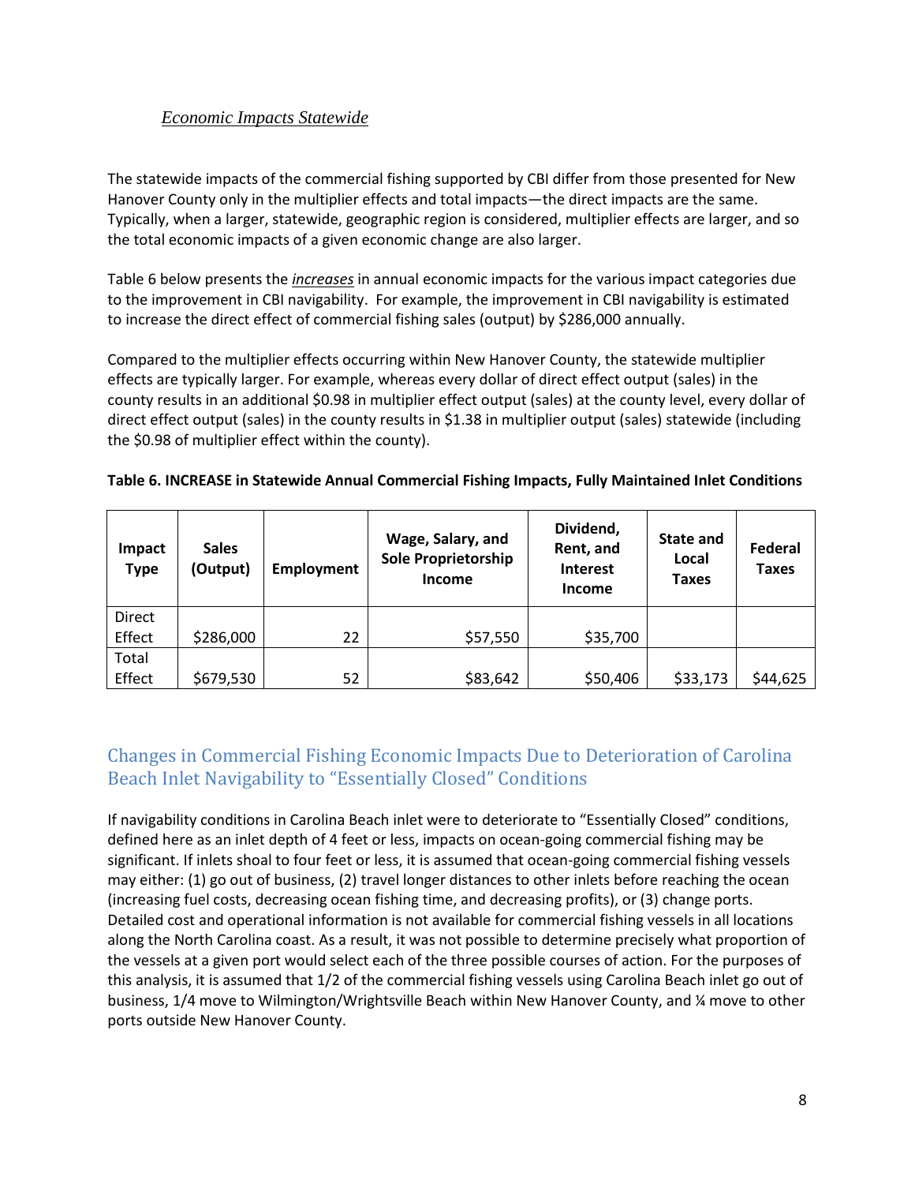### *Economic Impacts Statewide*

The statewide impacts of the commercial fishing supported by CBI differ from those presented for New Hanover County only in the multiplier effects and total impacts—the direct impacts are the same. Typically, when a larger, statewide, geographic region is considered, multiplier effects are larger, and so the total economic impacts of a given economic change are also larger.

Table 6 below presents the ***increases*** in annual economic impacts for the various impact categories due to the improvement in CBI navigability. For example, the improvement in CBI navigability is estimated to increase the direct effect of commercial fishing sales (output) by $286,000 annually.

Compared to the multiplier effects occurring within New Hanover County, the statewide multiplier effects are typically larger. For example, whereas every dollar of direct effect output (sales) in the county results in an additional $0.98 in multiplier effect output (sales) at the county level, every dollar of direct effect output (sales) in the county results in $1.38 in multiplier output (sales) statewide (including the $0.98 of multiplier effect within the county).

**Table 6. INCREASE in Statewide Annual Commercial Fishing Impacts, Fully Maintained Inlet Conditions**

| Impact Type | Sales (Output) | Employment | Wage, Salary, and Sole Proprietorship Income | Dividend, Rent, and Interest Income | State and Local Taxes | Federal Taxes |
|---|---|---|---|---|---|---|
| Direct Effect | $286,000 | 22 | $57,550 | $35,700 | | |
| Total Effect | $679,530 | 52 | $83,642 | $50,406 | $33,173 | $44,625 |

## Changes in Commercial Fishing Economic Impacts Due to Deterioration of Carolina Beach Inlet Navigability to "Essentially Closed" Conditions

If navigability conditions in Carolina Beach inlet were to deteriorate to "Essentially Closed" conditions, defined here as an inlet depth of 4 feet or less, impacts on ocean-going commercial fishing may be significant. If inlets shoal to four feet or less, it is assumed that ocean-going commercial fishing vessels may either: (1) go out of business, (2) travel longer distances to other inlets before reaching the ocean (increasing fuel costs, decreasing ocean fishing time, and decreasing profits), or (3) change ports. Detailed cost and operational information is not available for commercial fishing vessels in all locations along the North Carolina coast. As a result, it was not possible to determine precisely what proportion of the vessels at a given port would select each of the three possible courses of action. For the purposes of this analysis, it is assumed that 1/2 of the commercial fishing vessels using Carolina Beach inlet go out of business, 1/4 move to Wilmington/Wrightsville Beach within New Hanover County, and ¼ move to other ports outside New Hanover County.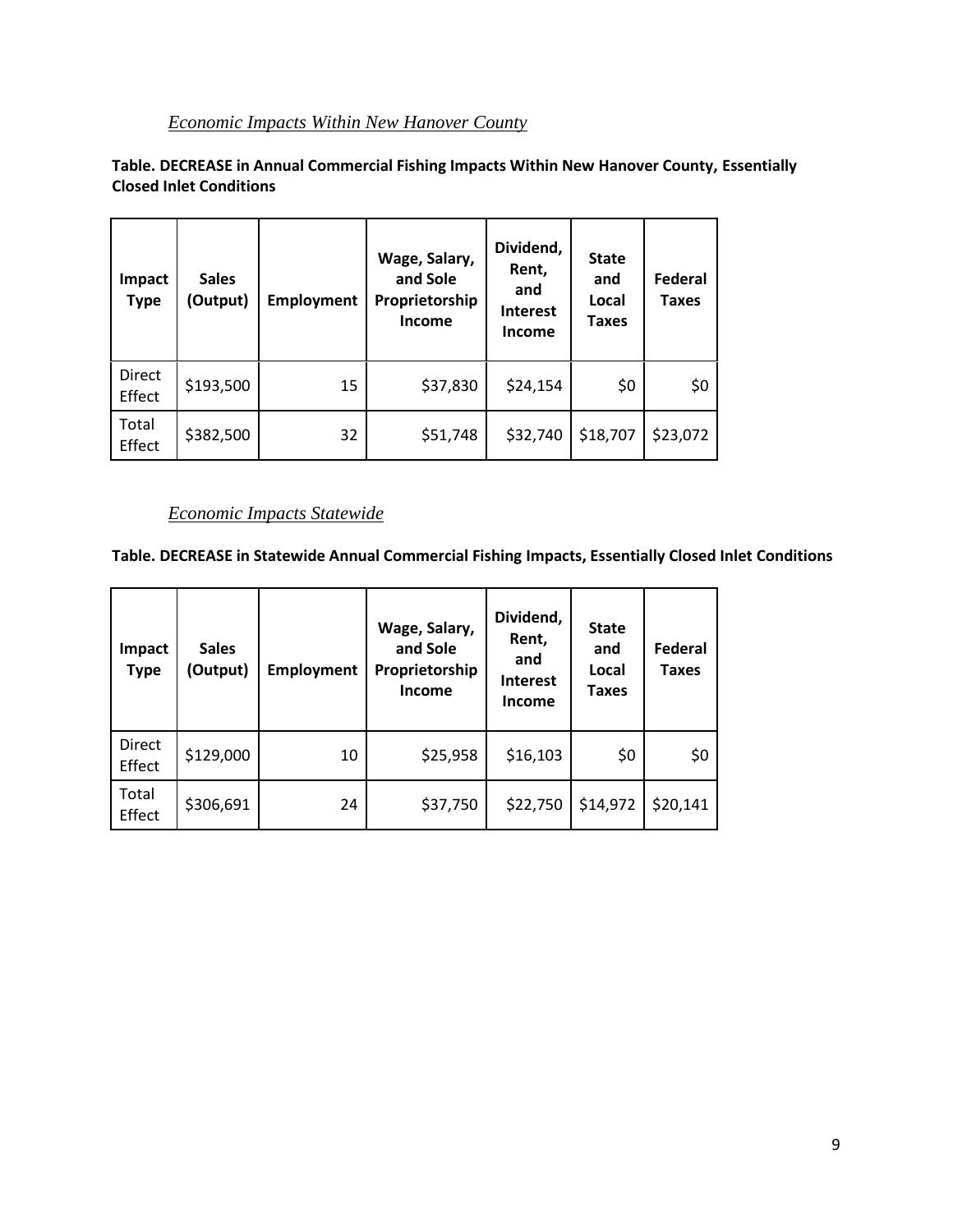### *Economic Impacts Within New Hanover County*

**Table. DECREASE in Annual Commercial Fishing Impacts Within New Hanover County, Essentially Closed Inlet Conditions**

| Impact Type | Sales (Output) | Employment | Wage, Salary, and Sole Proprietorship Income | Dividend, Rent, and Interest Income | State and Local Taxes | Federal Taxes |
|---|---|---|---|---|---|---|
| Direct Effect | $193,500 | 15 | $37,830 | $24,154 | $0 | $0 |
| Total Effect | $382,500 | 32 | $51,748 | $32,740 | $18,707 | $23,072 |

### *Economic Impacts Statewide*

**Table. DECREASE in Statewide Annual Commercial Fishing Impacts, Essentially Closed Inlet Conditions**

| Impact Type | Sales (Output) | Employment | Wage, Salary, and Sole Proprietorship Income | Dividend, Rent, and Interest Income | State and Local Taxes | Federal Taxes |
|---|---|---|---|---|---|---|
| Direct Effect | $129,000 | 10 | $25,958 | $16,103 | $0 | $0 |
| Total Effect | $306,691 | 24 | $37,750 | $22,750 | $14,972 | $20,141 |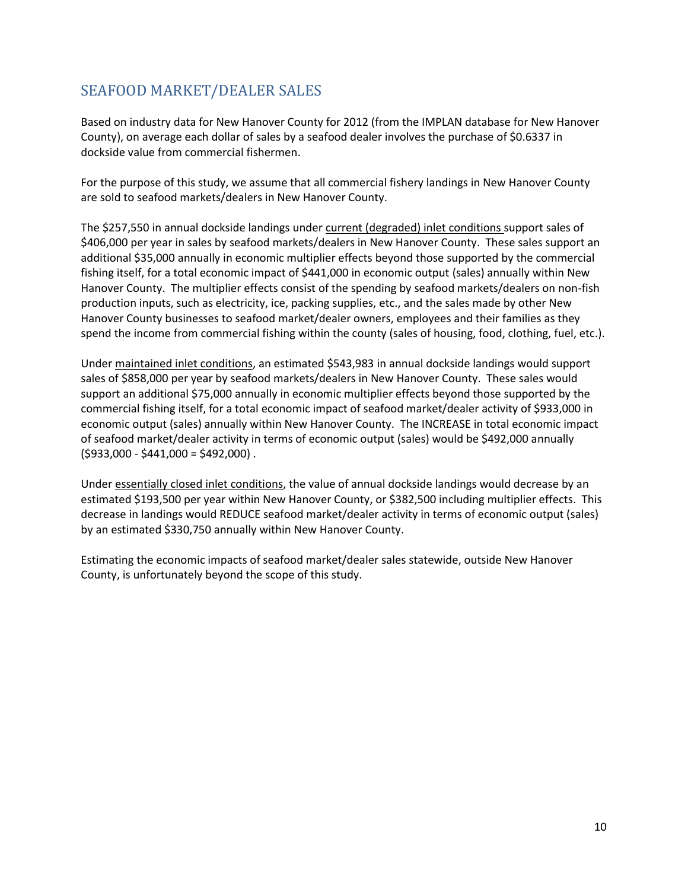## SEAFOOD MARKET/DEALER SALES

Based on industry data for New Hanover County for 2012 (from the IMPLAN database for New Hanover County), on average each dollar of sales by a seafood dealer involves the purchase of $0.6337 in dockside value from commercial fishermen.

For the purpose of this study, we assume that all commercial fishery landings in New Hanover County are sold to seafood markets/dealers in New Hanover County.

The $257,550 in annual dockside landings under <u>current (degraded) inlet conditions</u> support sales of $406,000 per year in sales by seafood markets/dealers in New Hanover County. These sales support an additional $35,000 annually in economic multiplier effects beyond those supported by the commercial fishing itself, for a total economic impact of $441,000 in economic output (sales) annually within New Hanover County. The multiplier effects consist of the spending by seafood markets/dealers on non-fish production inputs, such as electricity, ice, packing supplies, etc., and the sales made by other New Hanover County businesses to seafood market/dealer owners, employees and their families as they spend the income from commercial fishing within the county (sales of housing, food, clothing, fuel, etc.).

Under <u>maintained inlet conditions</u>, an estimated $543,983 in annual dockside landings would support sales of $858,000 per year by seafood markets/dealers in New Hanover County. These sales would support an additional $75,000 annually in economic multiplier effects beyond those supported by the commercial fishing itself, for a total economic impact of seafood market/dealer activity of $933,000 in economic output (sales) annually within New Hanover County. The INCREASE in total economic impact of seafood market/dealer activity in terms of economic output (sales) would be $492,000 annually ($933,000 - $441,000 = $492,000) .

Under <u>essentially closed inlet conditions</u>, the value of annual dockside landings would decrease by an estimated $193,500 per year within New Hanover County, or $382,500 including multiplier effects. This decrease in landings would REDUCE seafood market/dealer activity in terms of economic output (sales) by an estimated $330,750 annually within New Hanover County.

Estimating the economic impacts of seafood market/dealer sales statewide, outside New Hanover County, is unfortunately beyond the scope of this study.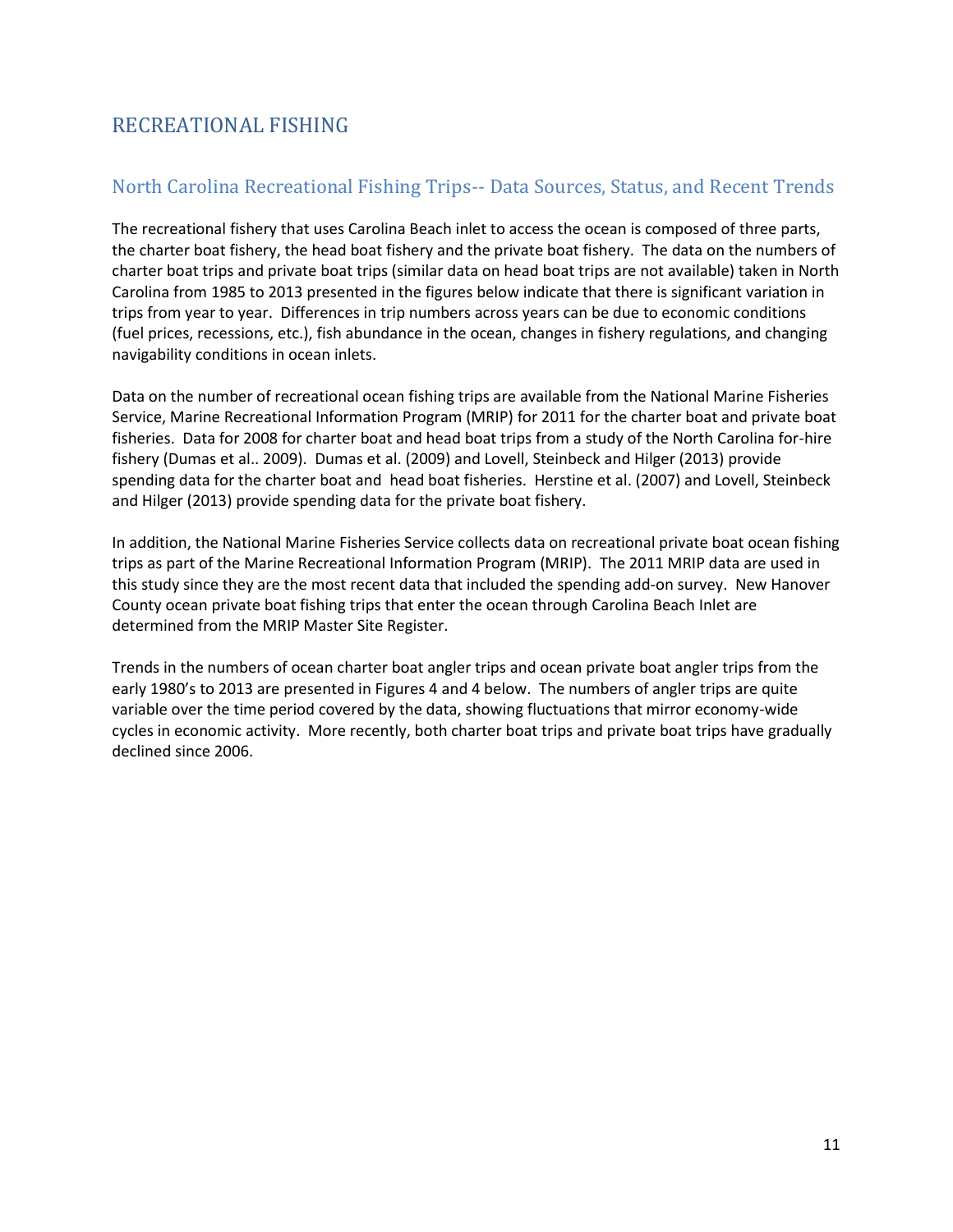## RECREATIONAL FISHING

### North Carolina Recreational Fishing Trips-- Data Sources, Status, and Recent Trends

The recreational fishery that uses Carolina Beach inlet to access the ocean is composed of three parts, the charter boat fishery, the head boat fishery and the private boat fishery. The data on the numbers of charter boat trips and private boat trips (similar data on head boat trips are not available) taken in North Carolina from 1985 to 2013 presented in the figures below indicate that there is significant variation in trips from year to year. Differences in trip numbers across years can be due to economic conditions (fuel prices, recessions, etc.), fish abundance in the ocean, changes in fishery regulations, and changing navigability conditions in ocean inlets.

Data on the number of recreational ocean fishing trips are available from the National Marine Fisheries Service, Marine Recreational Information Program (MRIP) for 2011 for the charter boat and private boat fisheries. Data for 2008 for charter boat and head boat trips from a study of the North Carolina for-hire fishery (Dumas et al.. 2009). Dumas et al. (2009) and Lovell, Steinbeck and Hilger (2013) provide spending data for the charter boat and head boat fisheries. Herstine et al. (2007) and Lovell, Steinbeck and Hilger (2013) provide spending data for the private boat fishery.

In addition, the National Marine Fisheries Service collects data on recreational private boat ocean fishing trips as part of the Marine Recreational Information Program (MRIP). The 2011 MRIP data are used in this study since they are the most recent data that included the spending add-on survey. New Hanover County ocean private boat fishing trips that enter the ocean through Carolina Beach Inlet are determined from the MRIP Master Site Register.

Trends in the numbers of ocean charter boat angler trips and ocean private boat angler trips from the early 1980's to 2013 are presented in Figures 4 and 4 below. The numbers of angler trips are quite variable over the time period covered by the data, showing fluctuations that mirror economy-wide cycles in economic activity. More recently, both charter boat trips and private boat trips have gradually declined since 2006.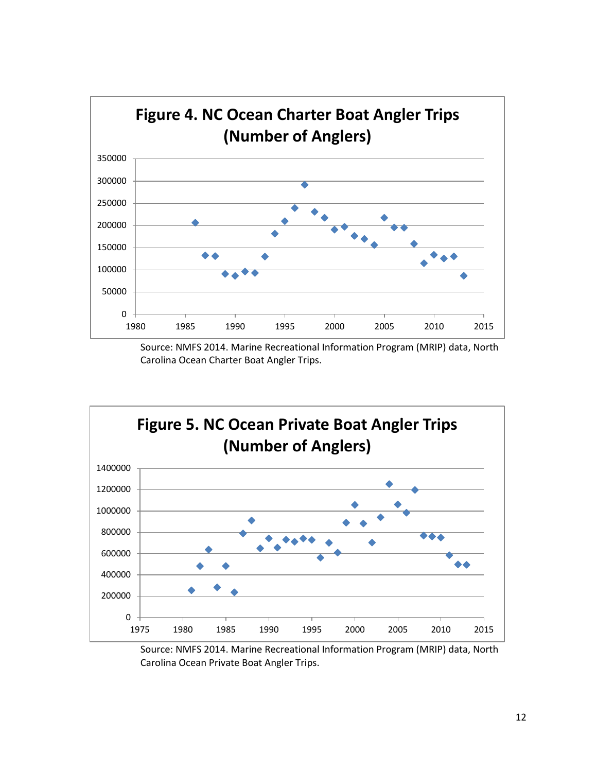**Figure 4. NC Ocean Charter Boat Angler Trips (Number of Anglers)**

Source: NMFS 2014. Marine Recreational Information Program (MRIP) data, North Carolina Ocean Charter Boat Angler Trips.

**Figure 5. NC Ocean Private Boat Angler Trips (Number of Anglers)**

Source: NMFS 2014. Marine Recreational Information Program (MRIP) data, North Carolina Ocean Private Boat Angler Trips.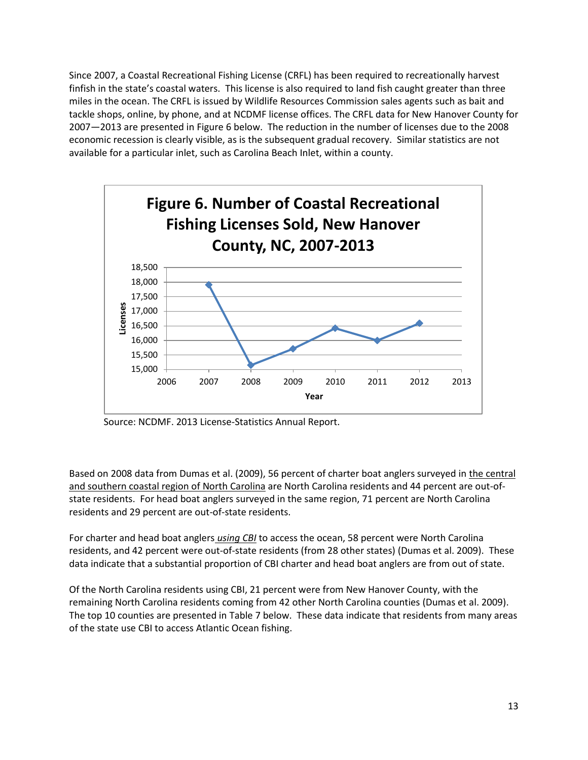Since 2007, a Coastal Recreational Fishing License (CRFL) has been required to recreationally harvest finfish in the state's coastal waters. This license is also required to land fish caught greater than three miles in the ocean. The CRFL is issued by Wildlife Resources Commission sales agents such as bait and tackle shops, online, by phone, and at NCDMF license offices. The CRFL data for New Hanover County for 2007—2013 are presented in Figure 6 below. The reduction in the number of licenses due to the 2008 economic recession is clearly visible, as is the subsequent gradual recovery. Similar statistics are not available for a particular inlet, such as Carolina Beach Inlet, within a county.

**Figure 6. Number of Coastal Recreational Fishing Licenses Sold, New Hanover County, NC, 2007-2013**

Source: NCDMF. 2013 License-Statistics Annual Report.

Based on 2008 data from Dumas et al. (2009), 56 percent of charter boat anglers surveyed in the central and southern coastal region of North Carolina are North Carolina residents and 44 percent are out-of-state residents. For head boat anglers surveyed in the same region, 71 percent are North Carolina residents and 29 percent are out-of-state residents.

For charter and head boat anglers *using CBI* to access the ocean, 58 percent were North Carolina residents, and 42 percent were out-of-state residents (from 28 other states) (Dumas et al. 2009). These data indicate that a substantial proportion of CBI charter and head boat anglers are from out of state.

Of the North Carolina residents using CBI, 21 percent were from New Hanover County, with the remaining North Carolina residents coming from 42 other North Carolina counties (Dumas et al. 2009). The top 10 counties are presented in Table 7 below. These data indicate that residents from many areas of the state use CBI to access Atlantic Ocean fishing.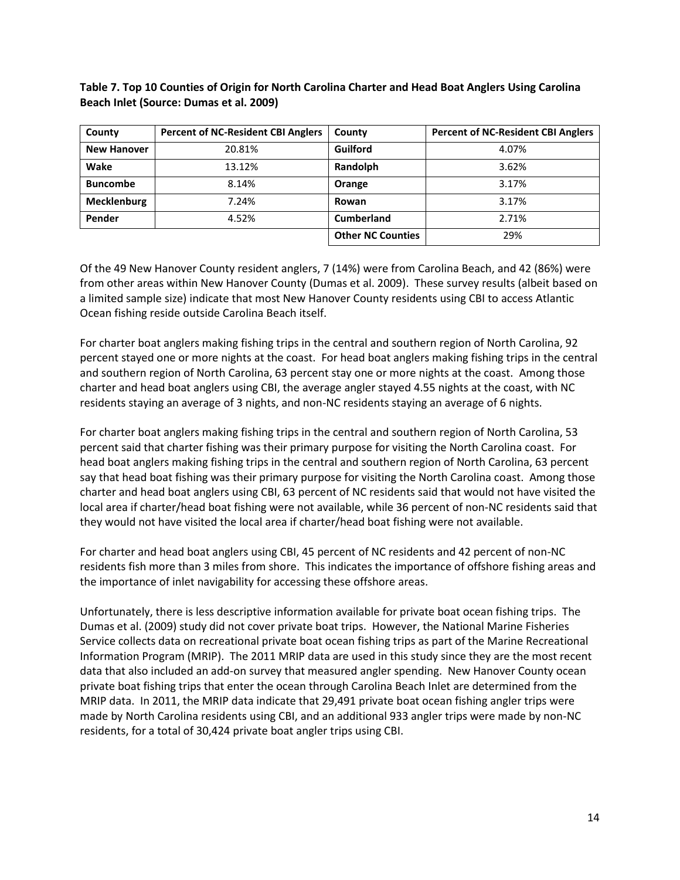**Table 7. Top 10 Counties of Origin for North Carolina Charter and Head Boat Anglers Using Carolina Beach Inlet (Source: Dumas et al. 2009)**

| County | Percent of NC-Resident CBI Anglers | County | Percent of NC-Resident CBI Anglers |
|---|---|---|---|
| **New Hanover** | 20.81% | **Guilford** | 4.07% |
| **Wake** | 13.12% | **Randolph** | 3.62% |
| **Buncombe** | 8.14% | **Orange** | 3.17% |
| **Mecklenburg** | 7.24% | **Rowan** | 3.17% |
| **Pender** | 4.52% | **Cumberland** | 2.71% |
| | | **Other NC Counties** | 29% |

Of the 49 New Hanover County resident anglers, 7 (14%) were from Carolina Beach, and 42 (86%) were from other areas within New Hanover County (Dumas et al. 2009). These survey results (albeit based on a limited sample size) indicate that most New Hanover County residents using CBI to access Atlantic Ocean fishing reside outside Carolina Beach itself.

For charter boat anglers making fishing trips in the central and southern region of North Carolina, 92 percent stayed one or more nights at the coast. For head boat anglers making fishing trips in the central and southern region of North Carolina, 63 percent stay one or more nights at the coast. Among those charter and head boat anglers using CBI, the average angler stayed 4.55 nights at the coast, with NC residents staying an average of 3 nights, and non-NC residents staying an average of 6 nights.

For charter boat anglers making fishing trips in the central and southern region of North Carolina, 53 percent said that charter fishing was their primary purpose for visiting the North Carolina coast. For head boat anglers making fishing trips in the central and southern region of North Carolina, 63 percent say that head boat fishing was their primary purpose for visiting the North Carolina coast. Among those charter and head boat anglers using CBI, 63 percent of NC residents said that would not have visited the local area if charter/head boat fishing were not available, while 36 percent of non-NC residents said that they would not have visited the local area if charter/head boat fishing were not available.

For charter and head boat anglers using CBI, 45 percent of NC residents and 42 percent of non-NC residents fish more than 3 miles from shore. This indicates the importance of offshore fishing areas and the importance of inlet navigability for accessing these offshore areas.

Unfortunately, there is less descriptive information available for private boat ocean fishing trips. The Dumas et al. (2009) study did not cover private boat trips. However, the National Marine Fisheries Service collects data on recreational private boat ocean fishing trips as part of the Marine Recreational Information Program (MRIP). The 2011 MRIP data are used in this study since they are the most recent data that also included an add-on survey that measured angler spending. New Hanover County ocean private boat fishing trips that enter the ocean through Carolina Beach Inlet are determined from the MRIP data. In 2011, the MRIP data indicate that 29,491 private boat ocean fishing angler trips were made by North Carolina residents using CBI, and an additional 933 angler trips were made by non-NC residents, for a total of 30,424 private boat angler trips using CBI.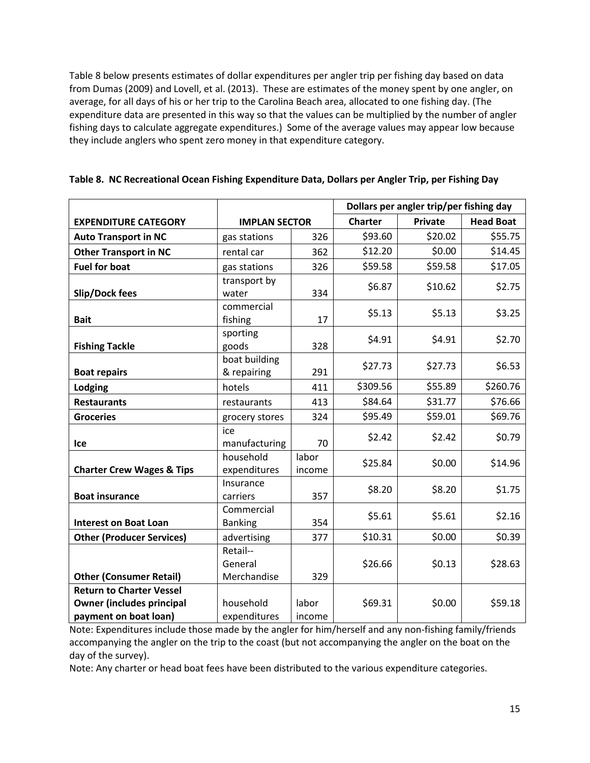Table 8 below presents estimates of dollar expenditures per angler trip per fishing day based on data from Dumas (2009) and Lovell, et al. (2013). These are estimates of the money spent by one angler, on average, for all days of his or her trip to the Carolina Beach area, allocated to one fishing day. (The expenditure data are presented in this way so that the values can be multiplied by the number of angler fishing days to calculate aggregate expenditures.) Some of the average values may appear low because they include anglers who spent zero money in that expenditure category.

**Table 8. NC Recreational Ocean Fishing Expenditure Data, Dollars per Angler Trip, per Fishing Day**

| | | | Dollars per angler trip/per fishing day | | |
|---|---|---|---|---|---|
| **EXPENDITURE CATEGORY** | **IMPLAN SECTOR** | | **Charter** | **Private** | **Head Boat** |
| **Auto Transport in NC** | gas stations | 326 | $93.60 | $20.02 | $55.75 |
| **Other Transport in NC** | rental car | 362 | $12.20 | $0.00 | $14.45 |
| **Fuel for boat** | gas stations | 326 | $59.58 | $59.58 | $17.05 |
| **Slip/Dock fees** | transport by water | 334 | $6.87 | $10.62 | $2.75 |
| **Bait** | commercial fishing | 17 | $5.13 | $5.13 | $3.25 |
| **Fishing Tackle** | sporting goods | 328 | $4.91 | $4.91 | $2.70 |
| **Boat repairs** | boat building & repairing | 291 | $27.73 | $27.73 | $6.53 |
| **Lodging** | hotels | 411 | $309.56 | $55.89 | $260.76 |
| **Restaurants** | restaurants | 413 | $84.64 | $31.77 | $76.66 |
| **Groceries** | grocery stores | 324 | $95.49 | $59.01 | $69.76 |
| **Ice** | ice manufacturing | 70 | $2.42 | $2.42 | $0.79 |
| **Charter Crew Wages & Tips** | household expenditures | labor income | $25.84 | $0.00 | $14.96 |
| **Boat insurance** | Insurance carriers | 357 | $8.20 | $8.20 | $1.75 |
| **Interest on Boat Loan** | Commercial Banking | 354 | $5.61 | $5.61 | $2.16 |
| **Other (Producer Services)** | advertising | 377 | $10.31 | $0.00 | $0.39 |
| **Other (Consumer Retail)** | Retail--General Merchandise | 329 | $26.66 | $0.13 | $28.63 |
| **Return to Charter Vessel Owner (includes principal payment on boat loan)** | household expenditures | labor income | $69.31 | $0.00 | $59.18 |

Note: Expenditures include those made by the angler for him/herself and any non-fishing family/friends accompanying the angler on the trip to the coast (but not accompanying the angler on the boat on the day of the survey).

Note: Any charter or head boat fees have been distributed to the various expenditure categories.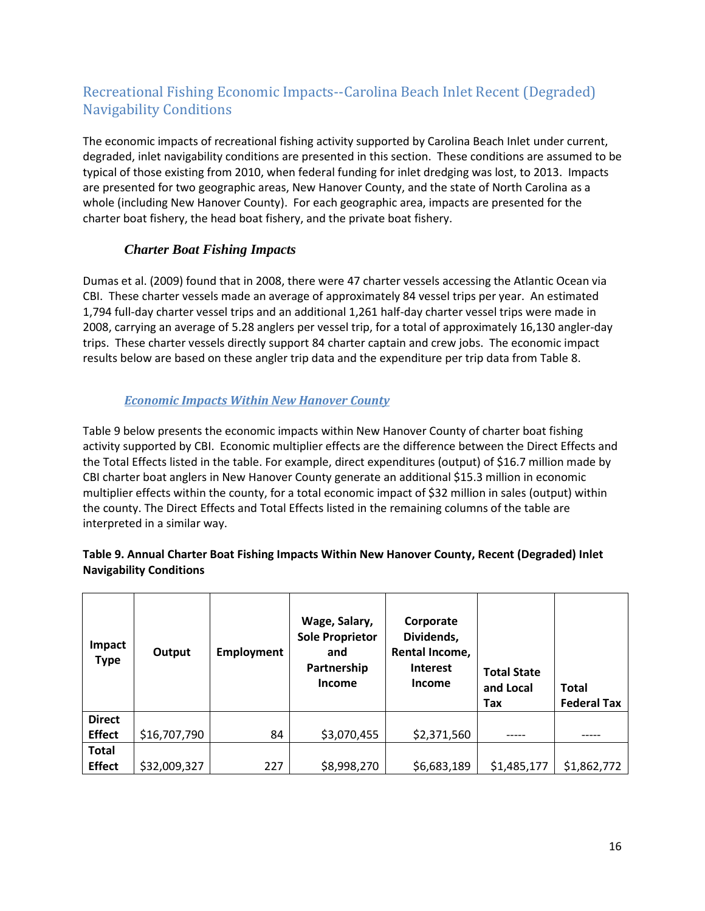## Recreational Fishing Economic Impacts--Carolina Beach Inlet Recent (Degraded) Navigability Conditions

The economic impacts of recreational fishing activity supported by Carolina Beach Inlet under current, degraded, inlet navigability conditions are presented in this section. These conditions are assumed to be typical of those existing from 2010, when federal funding for inlet dredging was lost, to 2013. Impacts are presented for two geographic areas, New Hanover County, and the state of North Carolina as a whole (including New Hanover County). For each geographic area, impacts are presented for the charter boat fishery, the head boat fishery, and the private boat fishery.

### *Charter Boat Fishing Impacts*

Dumas et al. (2009) found that in 2008, there were 47 charter vessels accessing the Atlantic Ocean via CBI. These charter vessels made an average of approximately 84 vessel trips per year. An estimated 1,794 full-day charter vessel trips and an additional 1,261 half-day charter vessel trips were made in 2008, carrying an average of 5.28 anglers per vessel trip, for a total of approximately 16,130 angler-day trips. These charter vessels directly support 84 charter captain and crew jobs. The economic impact results below are based on these angler trip data and the expenditure per trip data from Table 8.

#### ***Economic Impacts Within New Hanover County***

Table 9 below presents the economic impacts within New Hanover County of charter boat fishing activity supported by CBI. Economic multiplier effects are the difference between the Direct Effects and the Total Effects listed in the table. For example, direct expenditures (output) of $16.7 million made by CBI charter boat anglers in New Hanover County generate an additional $15.3 million in economic multiplier effects within the county, for a total economic impact of $32 million in sales (output) within the county. The Direct Effects and Total Effects listed in the remaining columns of the table are interpreted in a similar way.

**Table 9. Annual Charter Boat Fishing Impacts Within New Hanover County, Recent (Degraded) Inlet Navigability Conditions**

| Impact Type | Output | Employment | Wage, Salary, Sole Proprietor and Partnership Income | Corporate Dividends, Rental Income, Interest Income | Total State and Local Tax | Total Federal Tax |
|---|---|---|---|---|---|---|
| Direct Effect | $16,707,790 | 84 | $3,070,455 | $2,371,560 | ----- | ----- |
| Total Effect | $32,009,327 | 227 | $8,998,270 | $6,683,189 | $1,485,177 | $1,862,772 |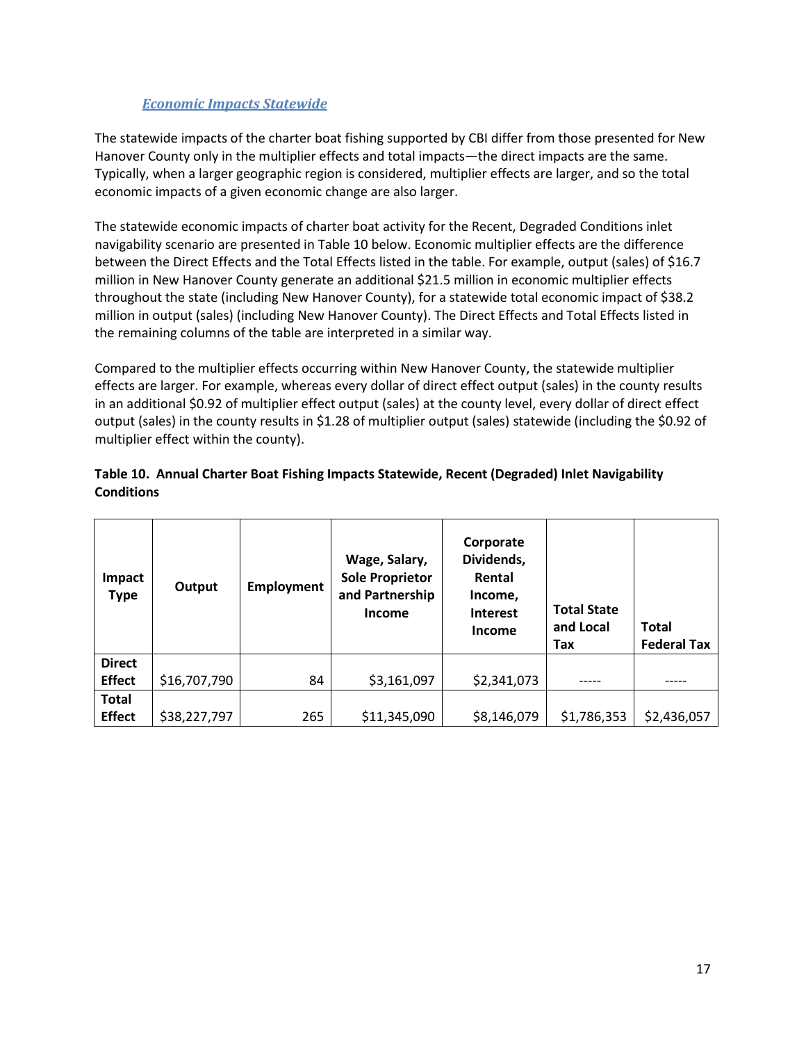### *Economic Impacts Statewide*

The statewide impacts of the charter boat fishing supported by CBI differ from those presented for New Hanover County only in the multiplier effects and total impacts—the direct impacts are the same. Typically, when a larger geographic region is considered, multiplier effects are larger, and so the total economic impacts of a given economic change are also larger.

The statewide economic impacts of charter boat activity for the Recent, Degraded Conditions inlet navigability scenario are presented in Table 10 below. Economic multiplier effects are the difference between the Direct Effects and the Total Effects listed in the table. For example, output (sales) of $16.7 million in New Hanover County generate an additional $21.5 million in economic multiplier effects throughout the state (including New Hanover County), for a statewide total economic impact of $38.2 million in output (sales) (including New Hanover County). The Direct Effects and Total Effects listed in the remaining columns of the table are interpreted in a similar way.

Compared to the multiplier effects occurring within New Hanover County, the statewide multiplier effects are larger. For example, whereas every dollar of direct effect output (sales) in the county results in an additional $0.92 of multiplier effect output (sales) at the county level, every dollar of direct effect output (sales) in the county results in $1.28 of multiplier output (sales) statewide (including the $0.92 of multiplier effect within the county).

**Table 10. Annual Charter Boat Fishing Impacts Statewide, Recent (Degraded) Inlet Navigability Conditions**

| Impact Type | Output | Employment | Wage, Salary, Sole Proprietor and Partnership Income | Corporate Dividends, Rental Income, Interest Income | Total State and Local Tax | Total Federal Tax |
|---|---|---|---|---|---|---|
| **Direct Effect** | $16,707,790 | 84 | $3,161,097 | $2,341,073 | ----- | ----- |
| **Total Effect** | $38,227,797 | 265 | $11,345,090 | $8,146,079 | $1,786,353 | $2,436,057 |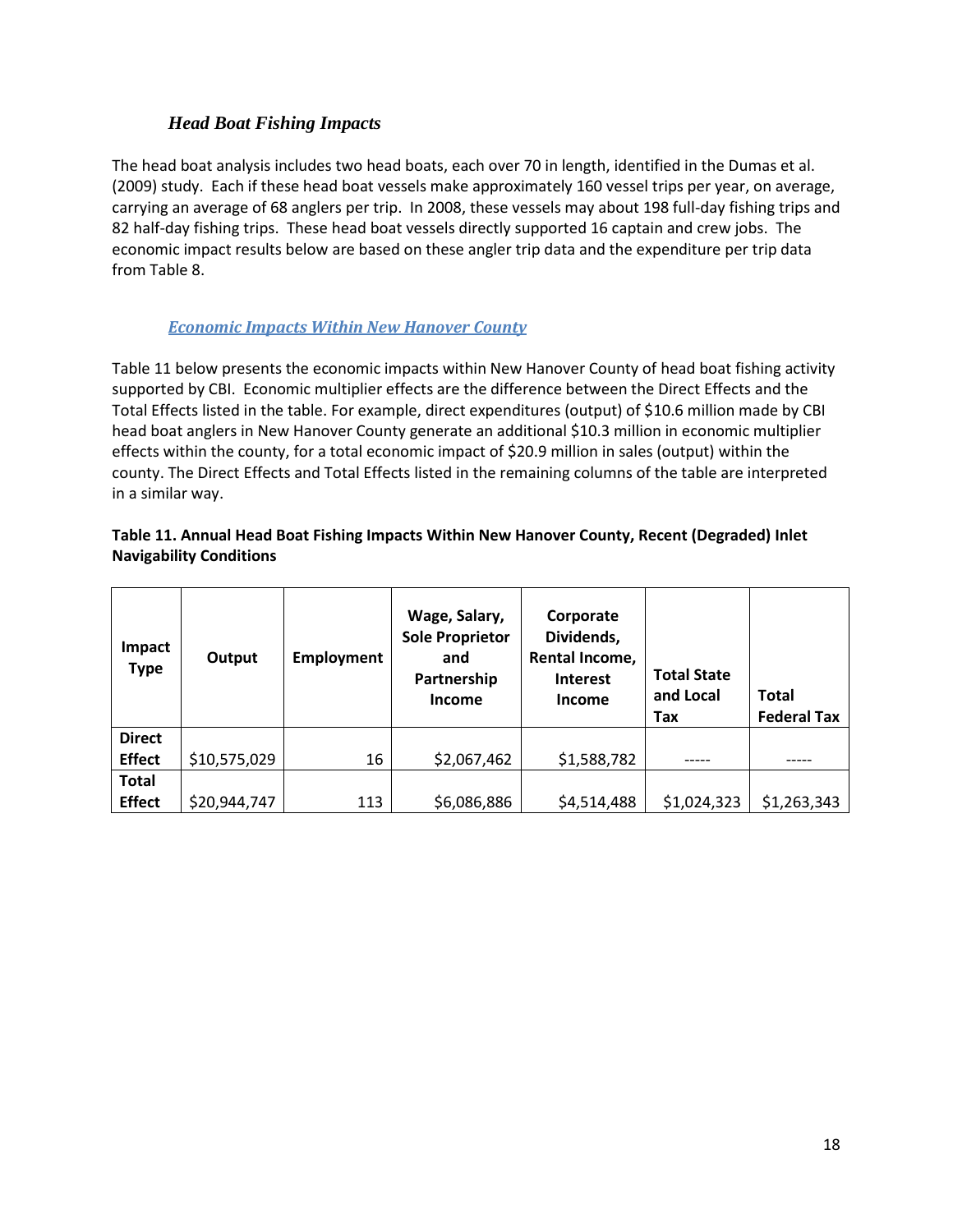### *Head Boat Fishing Impacts*

The head boat analysis includes two head boats, each over 70 in length, identified in the Dumas et al. (2009) study. Each if these head boat vessels make approximately 160 vessel trips per year, on average, carrying an average of 68 anglers per trip. In 2008, these vessels may about 198 full-day fishing trips and 82 half-day fishing trips. These head boat vessels directly supported 16 captain and crew jobs. The economic impact results below are based on these angler trip data and the expenditure per trip data from Table 8.

#### *Economic Impacts Within New Hanover County*

Table 11 below presents the economic impacts within New Hanover County of head boat fishing activity supported by CBI. Economic multiplier effects are the difference between the Direct Effects and the Total Effects listed in the table. For example, direct expenditures (output) of $10.6 million made by CBI head boat anglers in New Hanover County generate an additional $10.3 million in economic multiplier effects within the county, for a total economic impact of $20.9 million in sales (output) within the county. The Direct Effects and Total Effects listed in the remaining columns of the table are interpreted in a similar way.

**Table 11. Annual Head Boat Fishing Impacts Within New Hanover County, Recent (Degraded) Inlet Navigability Conditions**

| Impact Type | Output | Employment | Wage, Salary, Sole Proprietor and Partnership Income | Corporate Dividends, Rental Income, Interest Income | Total State and Local Tax | Total Federal Tax |
|---|---|---|---|---|---|---|
| **Direct Effect** | $10,575,029 | 16 | $2,067,462 | $1,588,782 | ----- | ----- |
| **Total Effect** | $20,944,747 | 113 | $6,086,886 | $4,514,488 | $1,024,323 | $1,263,343 |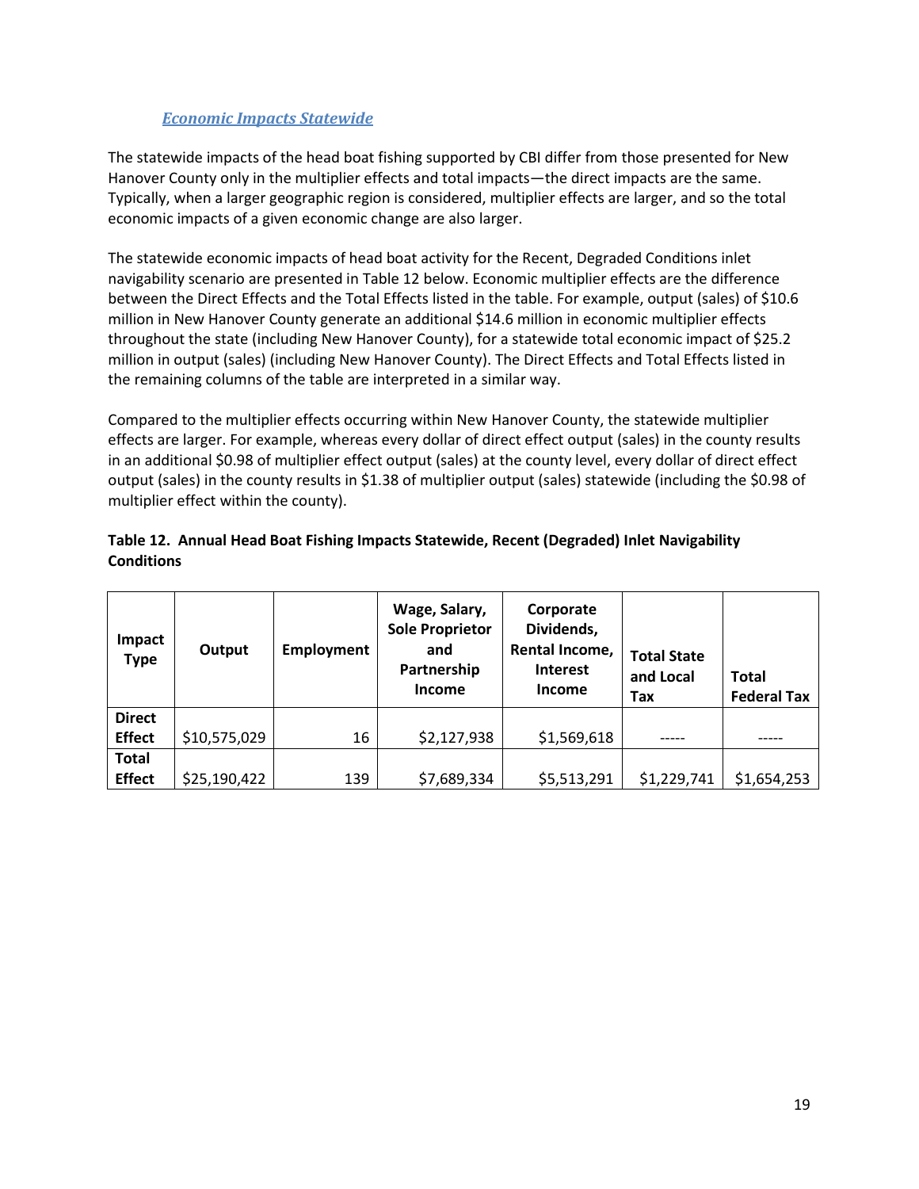### *Economic Impacts Statewide*

The statewide impacts of the head boat fishing supported by CBI differ from those presented for New Hanover County only in the multiplier effects and total impacts—the direct impacts are the same. Typically, when a larger geographic region is considered, multiplier effects are larger, and so the total economic impacts of a given economic change are also larger.

The statewide economic impacts of head boat activity for the Recent, Degraded Conditions inlet navigability scenario are presented in Table 12 below. Economic multiplier effects are the difference between the Direct Effects and the Total Effects listed in the table. For example, output (sales) of $10.6 million in New Hanover County generate an additional $14.6 million in economic multiplier effects throughout the state (including New Hanover County), for a statewide total economic impact of $25.2 million in output (sales) (including New Hanover County). The Direct Effects and Total Effects listed in the remaining columns of the table are interpreted in a similar way.

Compared to the multiplier effects occurring within New Hanover County, the statewide multiplier effects are larger. For example, whereas every dollar of direct effect output (sales) in the county results in an additional $0.98 of multiplier effect output (sales) at the county level, every dollar of direct effect output (sales) in the county results in $1.38 of multiplier output (sales) statewide (including the $0.98 of multiplier effect within the county).

**Table 12. Annual Head Boat Fishing Impacts Statewide, Recent (Degraded) Inlet Navigability Conditions**

| Impact Type | Output | Employment | Wage, Salary, Sole Proprietor and Partnership Income | Corporate Dividends, Rental Income, Interest Income | Total State and Local Tax | Total Federal Tax |
|---|---|---|---|---|---|---|
| Direct Effect | $10,575,029 | 16 | $2,127,938 | $1,569,618 | ----- | ----- |
| Total Effect | $25,190,422 | 139 | $7,689,334 | $5,513,291 | $1,229,741 | $1,654,253 |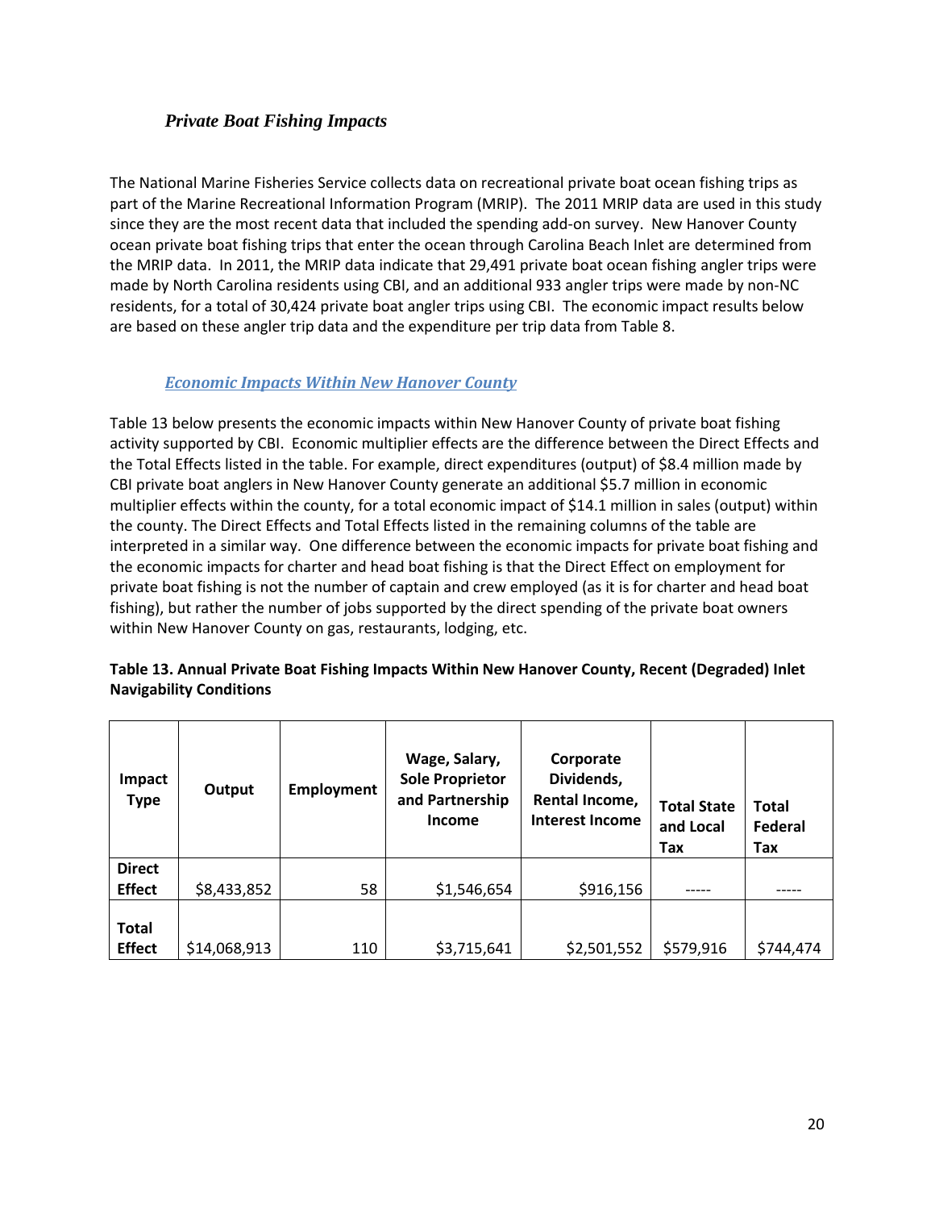### *Private Boat Fishing Impacts*

The National Marine Fisheries Service collects data on recreational private boat ocean fishing trips as part of the Marine Recreational Information Program (MRIP). The 2011 MRIP data are used in this study since they are the most recent data that included the spending add-on survey. New Hanover County ocean private boat fishing trips that enter the ocean through Carolina Beach Inlet are determined from the MRIP data. In 2011, the MRIP data indicate that 29,491 private boat ocean fishing angler trips were made by North Carolina residents using CBI, and an additional 933 angler trips were made by non-NC residents, for a total of 30,424 private boat angler trips using CBI. The economic impact results below are based on these angler trip data and the expenditure per trip data from Table 8.

#### *Economic Impacts Within New Hanover County*

Table 13 below presents the economic impacts within New Hanover County of private boat fishing activity supported by CBI. Economic multiplier effects are the difference between the Direct Effects and the Total Effects listed in the table. For example, direct expenditures (output) of $8.4 million made by CBI private boat anglers in New Hanover County generate an additional $5.7 million in economic multiplier effects within the county, for a total economic impact of $14.1 million in sales (output) within the county. The Direct Effects and Total Effects listed in the remaining columns of the table are interpreted in a similar way. One difference between the economic impacts for private boat fishing and the economic impacts for charter and head boat fishing is that the Direct Effect on employment for private boat fishing is not the number of captain and crew employed (as it is for charter and head boat fishing), but rather the number of jobs supported by the direct spending of the private boat owners within New Hanover County on gas, restaurants, lodging, etc.

**Table 13. Annual Private Boat Fishing Impacts Within New Hanover County, Recent (Degraded) Inlet Navigability Conditions**

| Impact Type | Output | Employment | Wage, Salary, Sole Proprietor and Partnership Income | Corporate Dividends, Rental Income, Interest Income | Total State and Local Tax | Total Federal Tax |
|---|---|---|---|---|---|---|
| **Direct Effect** | $8,433,852 | 58 | $1,546,654 | $916,156 | ----- | ----- |
| **Total Effect** | $14,068,913 | 110 | $3,715,641 | $2,501,552 | $579,916 | $744,474 |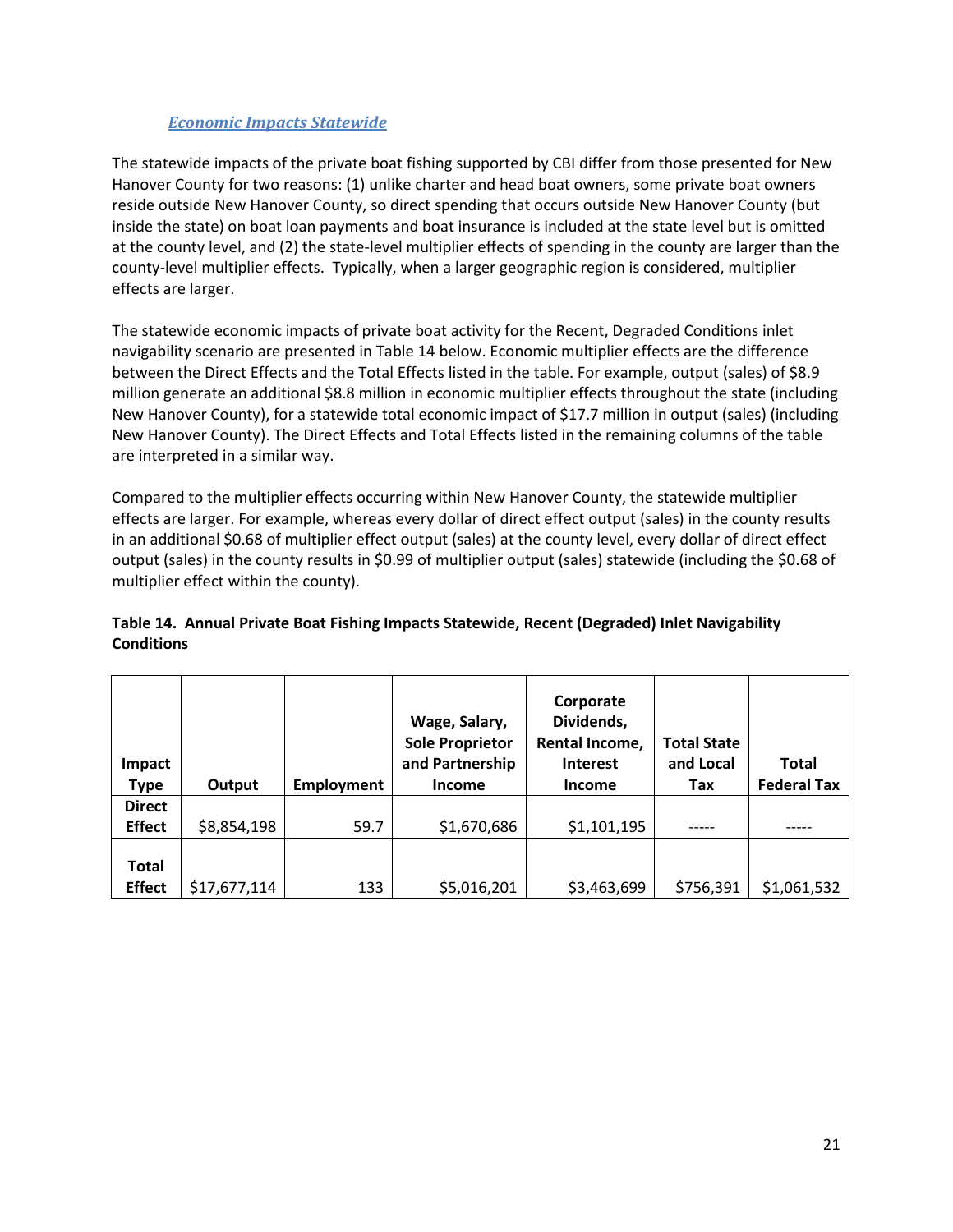### *Economic Impacts Statewide*

The statewide impacts of the private boat fishing supported by CBI differ from those presented for New Hanover County for two reasons: (1) unlike charter and head boat owners, some private boat owners reside outside New Hanover County, so direct spending that occurs outside New Hanover County (but inside the state) on boat loan payments and boat insurance is included at the state level but is omitted at the county level, and (2) the state-level multiplier effects of spending in the county are larger than the county-level multiplier effects. Typically, when a larger geographic region is considered, multiplier effects are larger.

The statewide economic impacts of private boat activity for the Recent, Degraded Conditions inlet navigability scenario are presented in Table 14 below. Economic multiplier effects are the difference between the Direct Effects and the Total Effects listed in the table. For example, output (sales) of $8.9 million generate an additional $8.8 million in economic multiplier effects throughout the state (including New Hanover County), for a statewide total economic impact of $17.7 million in output (sales) (including New Hanover County). The Direct Effects and Total Effects listed in the remaining columns of the table are interpreted in a similar way.

Compared to the multiplier effects occurring within New Hanover County, the statewide multiplier effects are larger. For example, whereas every dollar of direct effect output (sales) in the county results in an additional $0.68 of multiplier effect output (sales) at the county level, every dollar of direct effect output (sales) in the county results in $0.99 of multiplier output (sales) statewide (including the $0.68 of multiplier effect within the county).

**Table 14. Annual Private Boat Fishing Impacts Statewide, Recent (Degraded) Inlet Navigability Conditions**

| Impact Type | Output | Employment | Wage, Salary, Sole Proprietor and Partnership Income | Corporate Dividends, Rental Income, Interest Income | Total State and Local Tax | Total Federal Tax |
|---|---|---|---|---|---|---|
| Direct Effect | $8,854,198 | 59.7 | $1,670,686 | $1,101,195 | ----- | ----- |
| Total Effect | $17,677,114 | 133 | $5,016,201 | $3,463,699 | $756,391 | $1,061,532 |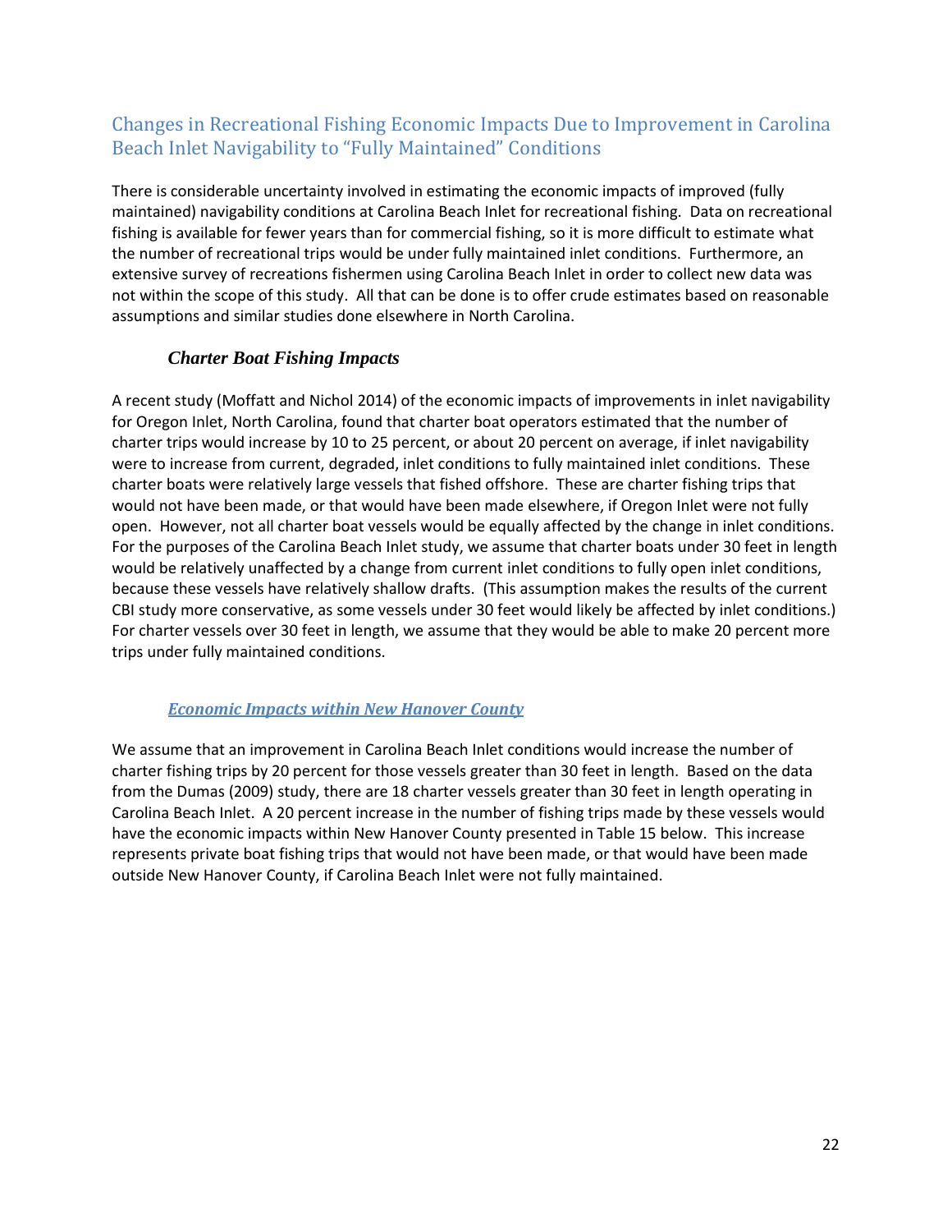## Changes in Recreational Fishing Economic Impacts Due to Improvement in Carolina Beach Inlet Navigability to "Fully Maintained" Conditions

There is considerable uncertainty involved in estimating the economic impacts of improved (fully maintained) navigability conditions at Carolina Beach Inlet for recreational fishing. Data on recreational fishing is available for fewer years than for commercial fishing, so it is more difficult to estimate what the number of recreational trips would be under fully maintained inlet conditions. Furthermore, an extensive survey of recreations fishermen using Carolina Beach Inlet in order to collect new data was not within the scope of this study. All that can be done is to offer crude estimates based on reasonable assumptions and similar studies done elsewhere in North Carolina.

### *Charter Boat Fishing Impacts*

A recent study (Moffatt and Nichol 2014) of the economic impacts of improvements in inlet navigability for Oregon Inlet, North Carolina, found that charter boat operators estimated that the number of charter trips would increase by 10 to 25 percent, or about 20 percent on average, if inlet navigability were to increase from current, degraded, inlet conditions to fully maintained inlet conditions. These charter boats were relatively large vessels that fished offshore. These are charter fishing trips that would not have been made, or that would have been made elsewhere, if Oregon Inlet were not fully open. However, not all charter boat vessels would be equally affected by the change in inlet conditions. For the purposes of the Carolina Beach Inlet study, we assume that charter boats under 30 feet in length would be relatively unaffected by a change from current inlet conditions to fully open inlet conditions, because these vessels have relatively shallow drafts. (This assumption makes the results of the current CBI study more conservative, as some vessels under 30 feet would likely be affected by inlet conditions.) For charter vessels over 30 feet in length, we assume that they would be able to make 20 percent more trips under fully maintained conditions.

#### ***Economic Impacts within New Hanover County***

We assume that an improvement in Carolina Beach Inlet conditions would increase the number of charter fishing trips by 20 percent for those vessels greater than 30 feet in length. Based on the data from the Dumas (2009) study, there are 18 charter vessels greater than 30 feet in length operating in Carolina Beach Inlet. A 20 percent increase in the number of fishing trips made by these vessels would have the economic impacts within New Hanover County presented in Table 15 below. This increase represents private boat fishing trips that would not have been made, or that would have been made outside New Hanover County, if Carolina Beach Inlet were not fully maintained.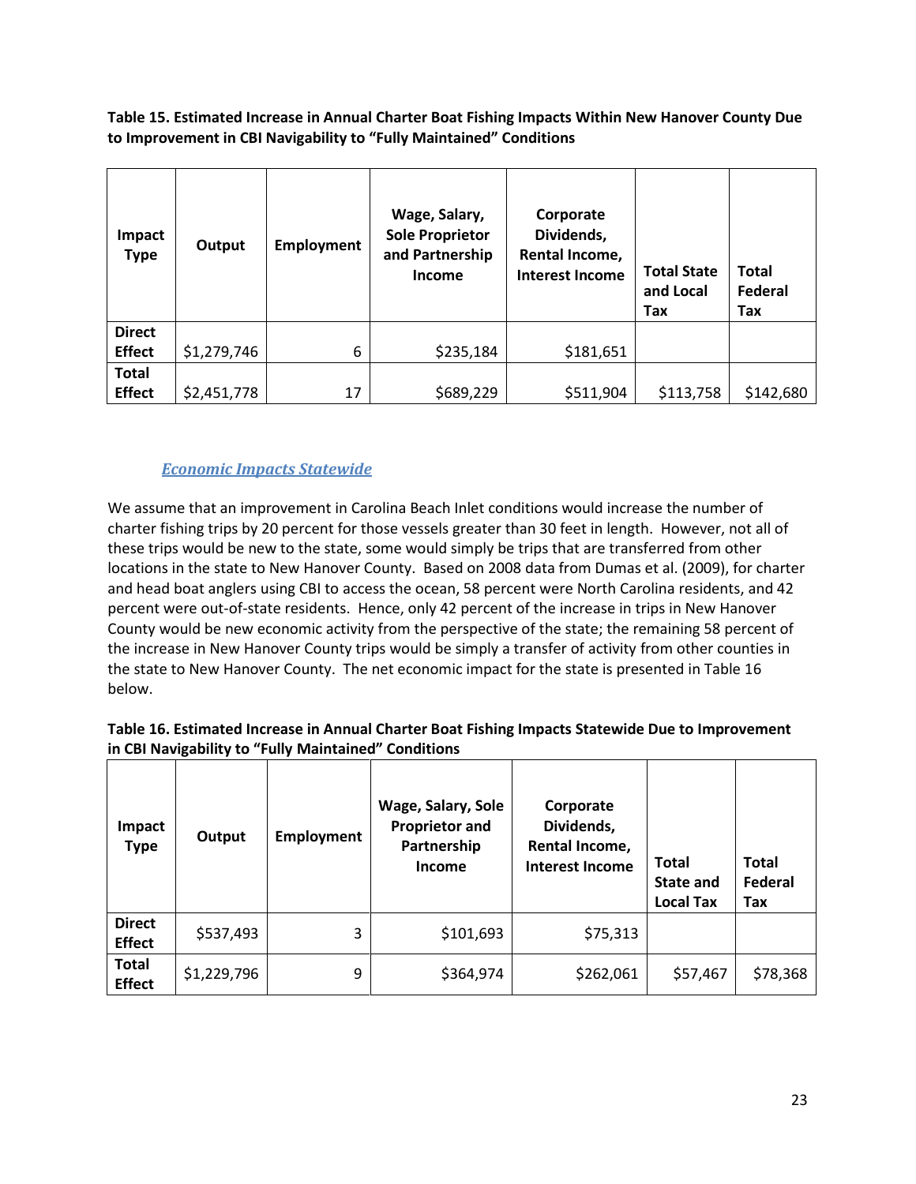**Table 15. Estimated Increase in Annual Charter Boat Fishing Impacts Within New Hanover County Due to Improvement in CBI Navigability to "Fully Maintained" Conditions**

| Impact Type | Output | Employment | Wage, Salary, Sole Proprietor and Partnership Income | Corporate Dividends, Rental Income, Interest Income | Total State and Local Tax | Total Federal Tax |
|---|---|---|---|---|---|---|
| Direct Effect | $1,279,746 | 6 | $235,184 | $181,651 | | |
| Total Effect | $2,451,778 | 17 | $689,229 | $511,904 | $113,758 | $142,680 |

***Economic Impacts Statewide***

We assume that an improvement in Carolina Beach Inlet conditions would increase the number of charter fishing trips by 20 percent for those vessels greater than 30 feet in length. However, not all of these trips would be new to the state, some would simply be trips that are transferred from other locations in the state to New Hanover County. Based on 2008 data from Dumas et al. (2009), for charter and head boat anglers using CBI to access the ocean, 58 percent were North Carolina residents, and 42 percent were out-of-state residents. Hence, only 42 percent of the increase in trips in New Hanover County would be new economic activity from the perspective of the state; the remaining 58 percent of the increase in New Hanover County trips would be simply a transfer of activity from other counties in the state to New Hanover County. The net economic impact for the state is presented in Table 16 below.

**Table 16. Estimated Increase in Annual Charter Boat Fishing Impacts Statewide Due to Improvement in CBI Navigability to "Fully Maintained" Conditions**

| Impact Type | Output | Employment | Wage, Salary, Sole Proprietor and Partnership Income | Corporate Dividends, Rental Income, Interest Income | Total State and Local Tax | Total Federal Tax |
|---|---|---|---|---|---|---|
| Direct Effect | $537,493 | 3 | $101,693 | $75,313 | | |
| Total Effect | $1,229,796 | 9 | $364,974 | $262,061 | $57,467 | $78,368 |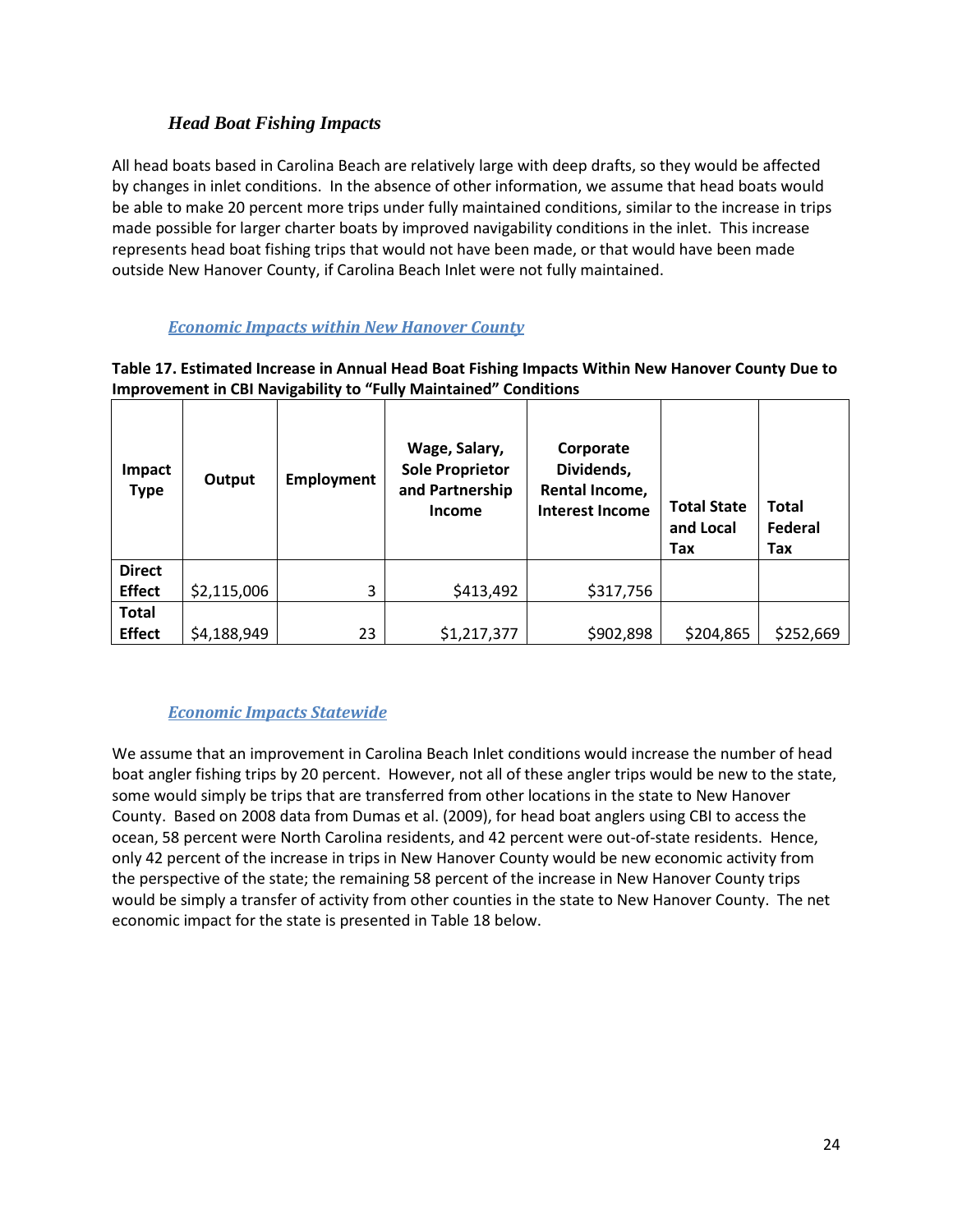### *Head Boat Fishing Impacts*

All head boats based in Carolina Beach are relatively large with deep drafts, so they would be affected by changes in inlet conditions. In the absence of other information, we assume that head boats would be able to make 20 percent more trips under fully maintained conditions, similar to the increase in trips made possible for larger charter boats by improved navigability conditions in the inlet. This increase represents head boat fishing trips that would not have been made, or that would have been made outside New Hanover County, if Carolina Beach Inlet were not fully maintained.

#### *Economic Impacts within New Hanover County*

**Table 17. Estimated Increase in Annual Head Boat Fishing Impacts Within New Hanover County Due to Improvement in CBI Navigability to "Fully Maintained" Conditions**

| Impact Type | Output | Employment | Wage, Salary, Sole Proprietor and Partnership Income | Corporate Dividends, Rental Income, Interest Income | Total State and Local Tax | Total Federal Tax |
|---|---|---|---|---|---|---|
| **Direct Effect** | $2,115,006 | 3 | $413,492 | $317,756 | | |
| **Total Effect** | $4,188,949 | 23 | $1,217,377 | $902,898 | $204,865 | $252,669 |

#### *Economic Impacts Statewide*

We assume that an improvement in Carolina Beach Inlet conditions would increase the number of head boat angler fishing trips by 20 percent. However, not all of these angler trips would be new to the state, some would simply be trips that are transferred from other locations in the state to New Hanover County. Based on 2008 data from Dumas et al. (2009), for head boat anglers using CBI to access the ocean, 58 percent were North Carolina residents, and 42 percent were out-of-state residents. Hence, only 42 percent of the increase in trips in New Hanover County would be new economic activity from the perspective of the state; the remaining 58 percent of the increase in New Hanover County trips would be simply a transfer of activity from other counties in the state to New Hanover County. The net economic impact for the state is presented in Table 18 below.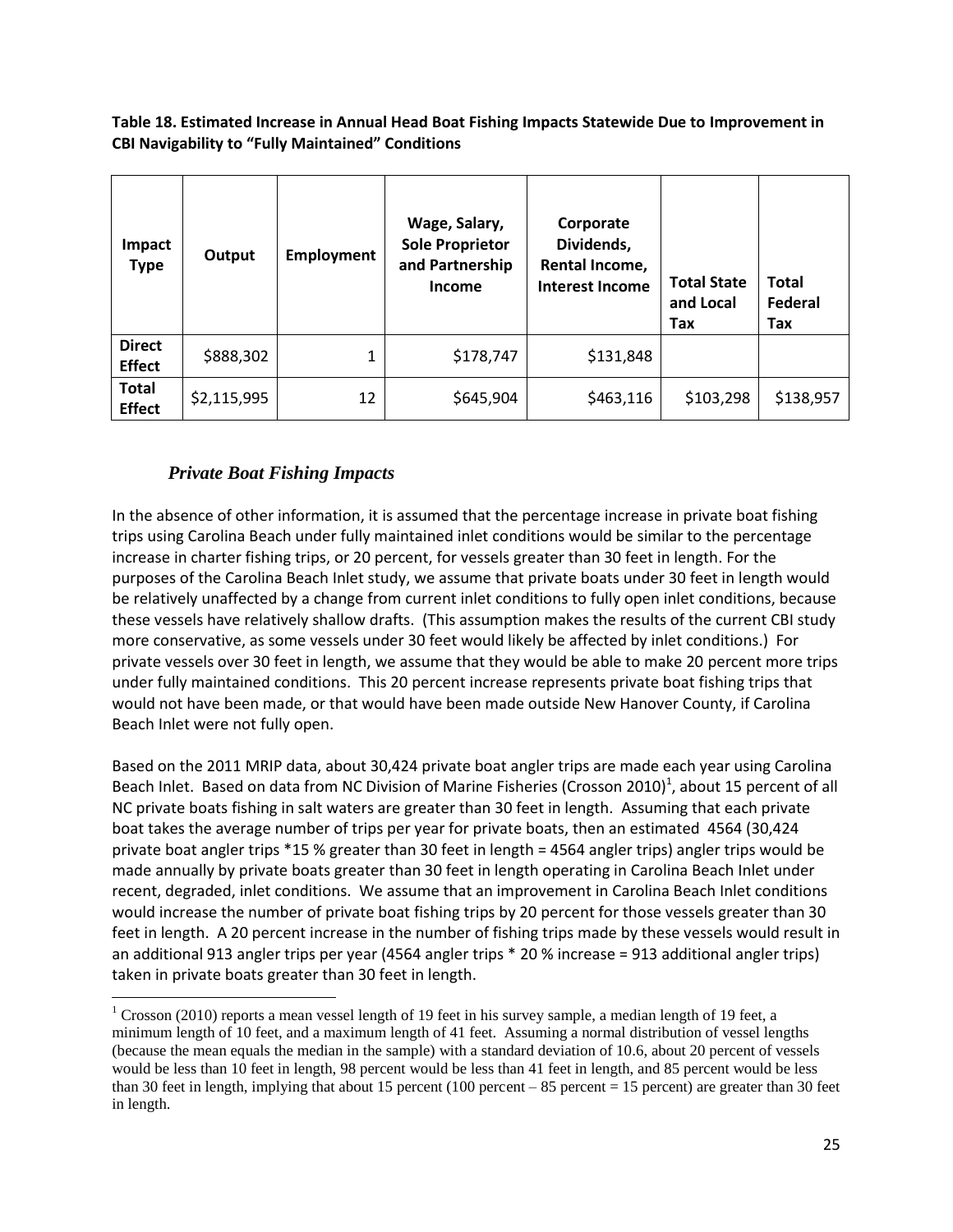**Table 18. Estimated Increase in Annual Head Boat Fishing Impacts Statewide Due to Improvement in CBI Navigability to "Fully Maintained" Conditions**

| Impact Type | Output | Employment | Wage, Salary, Sole Proprietor and Partnership Income | Corporate Dividends, Rental Income, Interest Income | Total State and Local Tax | Total Federal Tax |
|---|---|---|---|---|---|---|
| **Direct Effect** | $888,302 | 1 | $178,747 | $131,848 | | |
| **Total Effect** | $2,115,995 | 12 | $645,904 | $463,116 | $103,298 | $138,957 |

### *Private Boat Fishing Impacts*

In the absence of other information, it is assumed that the percentage increase in private boat fishing trips using Carolina Beach under fully maintained inlet conditions would be similar to the percentage increase in charter fishing trips, or 20 percent, for vessels greater than 30 feet in length. For the purposes of the Carolina Beach Inlet study, we assume that private boats under 30 feet in length would be relatively unaffected by a change from current inlet conditions to fully open inlet conditions, because these vessels have relatively shallow drafts. (This assumption makes the results of the current CBI study more conservative, as some vessels under 30 feet would likely be affected by inlet conditions.) For private vessels over 30 feet in length, we assume that they would be able to make 20 percent more trips under fully maintained conditions. This 20 percent increase represents private boat fishing trips that would not have been made, or that would have been made outside New Hanover County, if Carolina Beach Inlet were not fully open.

Based on the 2011 MRIP data, about 30,424 private boat angler trips are made each year using Carolina Beach Inlet. Based on data from NC Division of Marine Fisheries (Crosson 2010)[1], about 15 percent of all NC private boats fishing in salt waters are greater than 30 feet in length. Assuming that each private boat takes the average number of trips per year for private boats, then an estimated 4564 (30,424 private boat angler trips *15 % greater than 30 feet in length = 4564 angler trips) angler trips would be made annually by private boats greater than 30 feet in length operating in Carolina Beach Inlet under recent, degraded, inlet conditions. We assume that an improvement in Carolina Beach Inlet conditions would increase the number of private boat fishing trips by 20 percent for those vessels greater than 30 feet in length. A 20 percent increase in the number of fishing trips made by these vessels would result in an additional 913 angler trips per year (4564 angler trips * 20 % increase = 913 additional angler trips) taken in private boats greater than 30 feet in length.

[1] Crosson (2010) reports a mean vessel length of 19 feet in his survey sample, a median length of 19 feet, a minimum length of 10 feet, and a maximum length of 41 feet. Assuming a normal distribution of vessel lengths (because the mean equals the median in the sample) with a standard deviation of 10.6, about 20 percent of vessels would be less than 10 feet in length, 98 percent would be less than 41 feet in length, and 85 percent would be less than 30 feet in length, implying that about 15 percent (100 percent – 85 percent = 15 percent) are greater than 30 feet in length.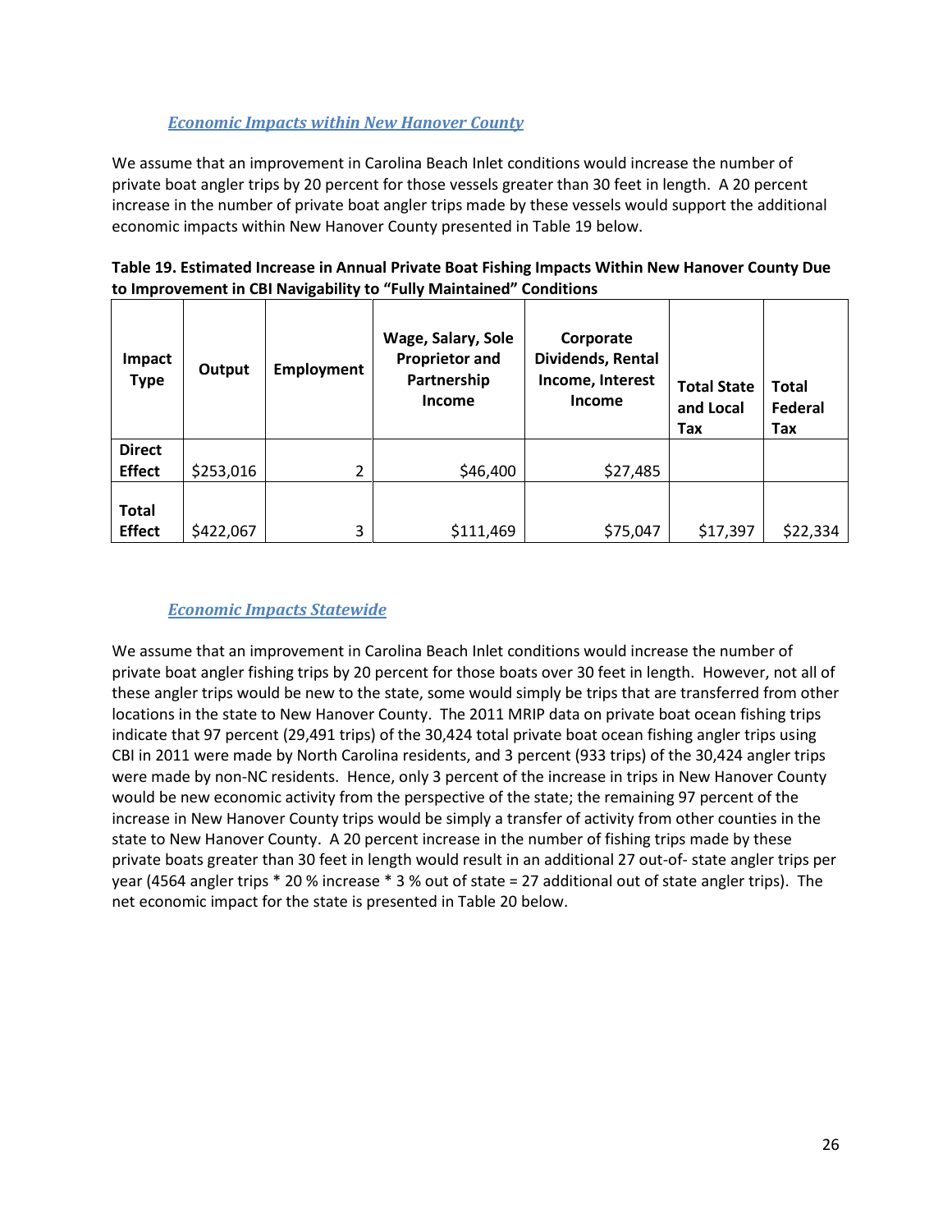### *Economic Impacts within New Hanover County*

We assume that an improvement in Carolina Beach Inlet conditions would increase the number of private boat angler trips by 20 percent for those vessels greater than 30 feet in length. A 20 percent increase in the number of private boat angler trips made by these vessels would support the additional economic impacts within New Hanover County presented in Table 19 below.

**Table 19. Estimated Increase in Annual Private Boat Fishing Impacts Within New Hanover County Due to Improvement in CBI Navigability to "Fully Maintained" Conditions**

| Impact Type | Output | Employment | Wage, Salary, Sole Proprietor and Partnership Income | Corporate Dividends, Rental Income, Interest Income | Total State and Local Tax | Total Federal Tax |
|---|---|---|---|---|---|---|
| **Direct Effect** | $253,016 | 2 | $46,400 | $27,485 | | |
| **Total Effect** | $422,067 | 3 | $111,469 | $75,047 | $17,397 | $22,334 |

### *Economic Impacts Statewide*

We assume that an improvement in Carolina Beach Inlet conditions would increase the number of private boat angler fishing trips by 20 percent for those boats over 30 feet in length. However, not all of these angler trips would be new to the state, some would simply be trips that are transferred from other locations in the state to New Hanover County. The 2011 MRIP data on private boat ocean fishing trips indicate that 97 percent (29,491 trips) of the 30,424 total private boat ocean fishing angler trips using CBI in 2011 were made by North Carolina residents, and 3 percent (933 trips) of the 30,424 angler trips were made by non-NC residents. Hence, only 3 percent of the increase in trips in New Hanover County would be new economic activity from the perspective of the state; the remaining 97 percent of the increase in New Hanover County trips would be simply a transfer of activity from other counties in the state to New Hanover County. A 20 percent increase in the number of fishing trips made by these private boats greater than 30 feet in length would result in an additional 27 out-of- state angler trips per year (4564 angler trips * 20 % increase * 3 % out of state = 27 additional out of state angler trips). The net economic impact for the state is presented in Table 20 below.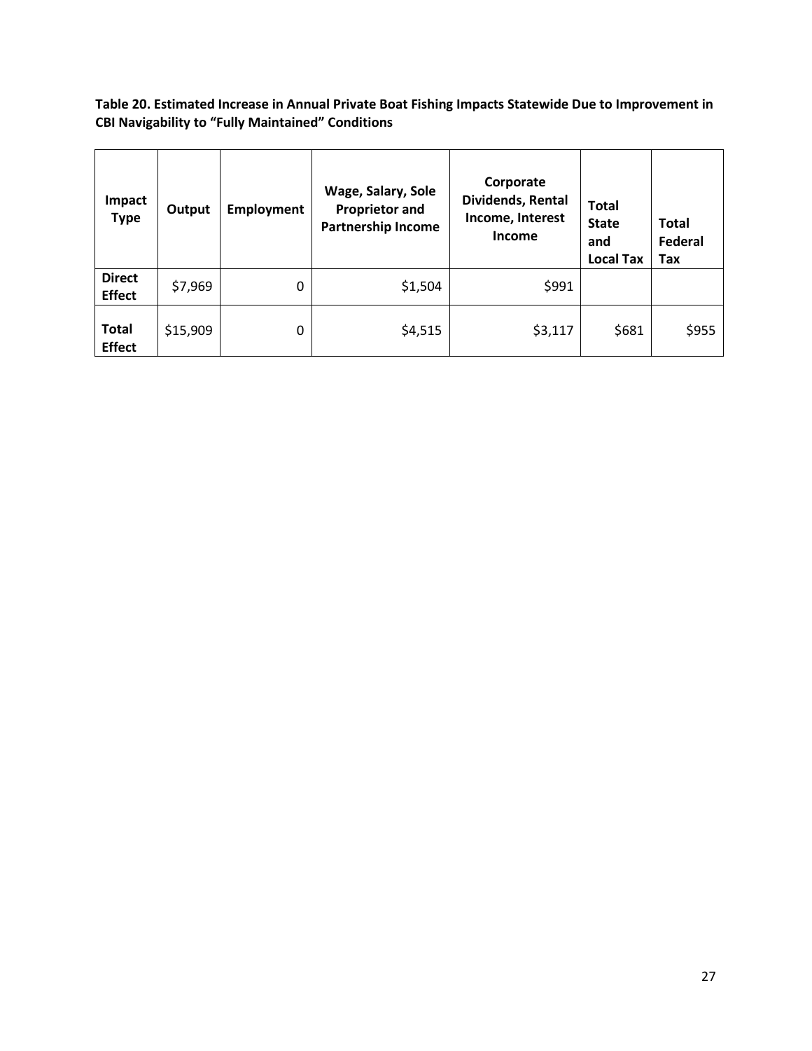**Table 20. Estimated Increase in Annual Private Boat Fishing Impacts Statewide Due to Improvement in CBI Navigability to "Fully Maintained" Conditions**

| Impact Type | Output | Employment | Wage, Salary, Sole Proprietor and Partnership Income | Corporate Dividends, Rental Income, Interest Income | Total State and Local Tax | Total Federal Tax |
|---|---|---|---|---|---|---|
| **Direct Effect** | $7,969 | 0 | $1,504 | $991 | | |
| **Total Effect** | $15,909 | 0 | $4,515 | $3,117 | $681 | $955 |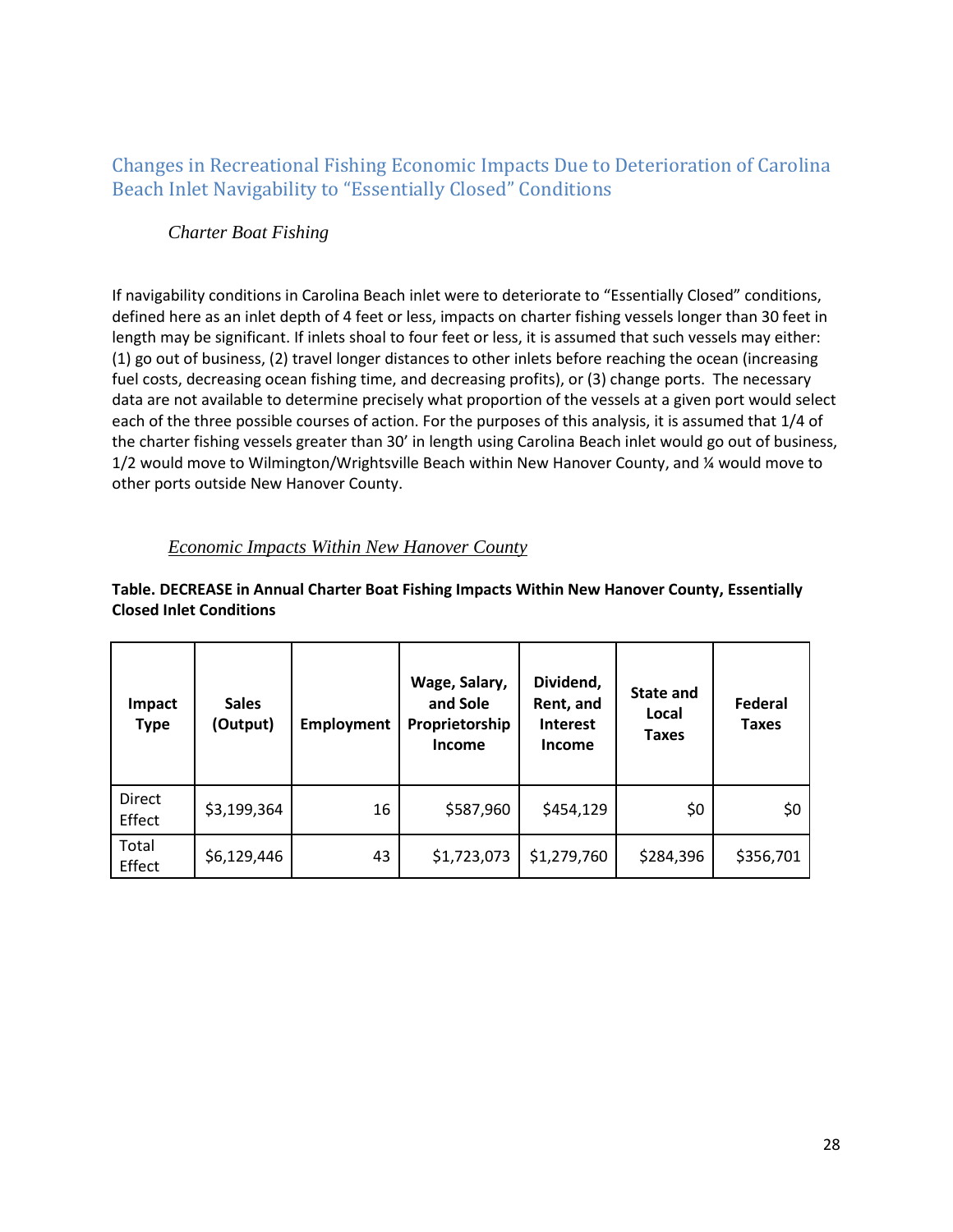## Changes in Recreational Fishing Economic Impacts Due to Deterioration of Carolina Beach Inlet Navigability to “Essentially Closed” Conditions

### *Charter Boat Fishing*

If navigability conditions in Carolina Beach inlet were to deteriorate to “Essentially Closed” conditions, defined here as an inlet depth of 4 feet or less, impacts on charter fishing vessels longer than 30 feet in length may be significant. If inlets shoal to four feet or less, it is assumed that such vessels may either: (1) go out of business, (2) travel longer distances to other inlets before reaching the ocean (increasing fuel costs, decreasing ocean fishing time, and decreasing profits), or (3) change ports. The necessary data are not available to determine precisely what proportion of the vessels at a given port would select each of the three possible courses of action. For the purposes of this analysis, it is assumed that 1/4 of the charter fishing vessels greater than 30’ in length using Carolina Beach inlet would go out of business, 1/2 would move to Wilmington/Wrightsville Beach within New Hanover County, and ¼ would move to other ports outside New Hanover County.

#### *Economic Impacts Within New Hanover County*

**Table. DECREASE in Annual Charter Boat Fishing Impacts Within New Hanover County, Essentially Closed Inlet Conditions**

| Impact Type | Sales (Output) | Employment | Wage, Salary, and Sole Proprietorship Income | Dividend, Rent, and Interest Income | State and Local Taxes | Federal Taxes |
|---|---|---|---|---|---|---|
| Direct Effect | $3,199,364 | 16 | $587,960 | $454,129 | $0 | $0 |
| Total Effect | $6,129,446 | 43 | $1,723,073 | $1,279,760 | $284,396 | $356,701 |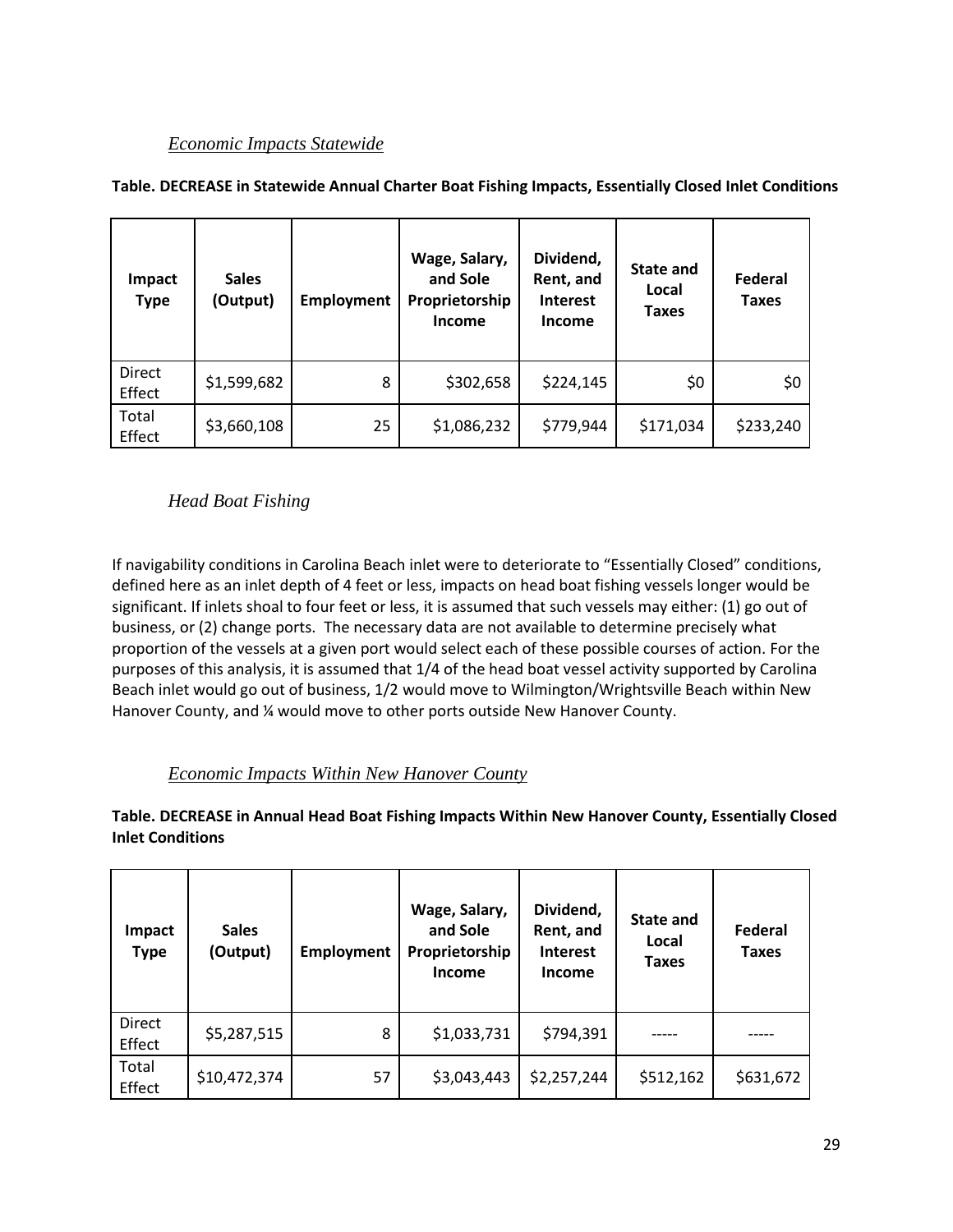### *Economic Impacts Statewide*

**Table. DECREASE in Statewide Annual Charter Boat Fishing Impacts, Essentially Closed Inlet Conditions**

| Impact Type | Sales (Output) | Employment | Wage, Salary, and Sole Proprietorship Income | Dividend, Rent, and Interest Income | State and Local Taxes | Federal Taxes |
|---|---|---|---|---|---|---|
| Direct Effect | $1,599,682 | 8 | $302,658 | $224,145 | $0 | $0 |
| Total Effect | $3,660,108 | 25 | $1,086,232 | $779,944 | $171,034 | $233,240 |

### *Head Boat Fishing*

If navigability conditions in Carolina Beach inlet were to deteriorate to "Essentially Closed" conditions, defined here as an inlet depth of 4 feet or less, impacts on head boat fishing vessels longer would be significant. If inlets shoal to four feet or less, it is assumed that such vessels may either: (1) go out of business, or (2) change ports. The necessary data are not available to determine precisely what proportion of the vessels at a given port would select each of these possible courses of action. For the purposes of this analysis, it is assumed that 1/4 of the head boat vessel activity supported by Carolina Beach inlet would go out of business, 1/2 would move to Wilmington/Wrightsville Beach within New Hanover County, and ¼ would move to other ports outside New Hanover County.

### *Economic Impacts Within New Hanover County*

**Table. DECREASE in Annual Head Boat Fishing Impacts Within New Hanover County, Essentially Closed Inlet Conditions**

| Impact Type | Sales (Output) | Employment | Wage, Salary, and Sole Proprietorship Income | Dividend, Rent, and Interest Income | State and Local Taxes | Federal Taxes |
|---|---|---|---|---|---|---|
| Direct Effect | $5,287,515 | 8 | $1,033,731 | $794,391 | ----- | ----- |
| Total Effect | $10,472,374 | 57 | $3,043,443 | $2,257,244 | $512,162 | $631,672 |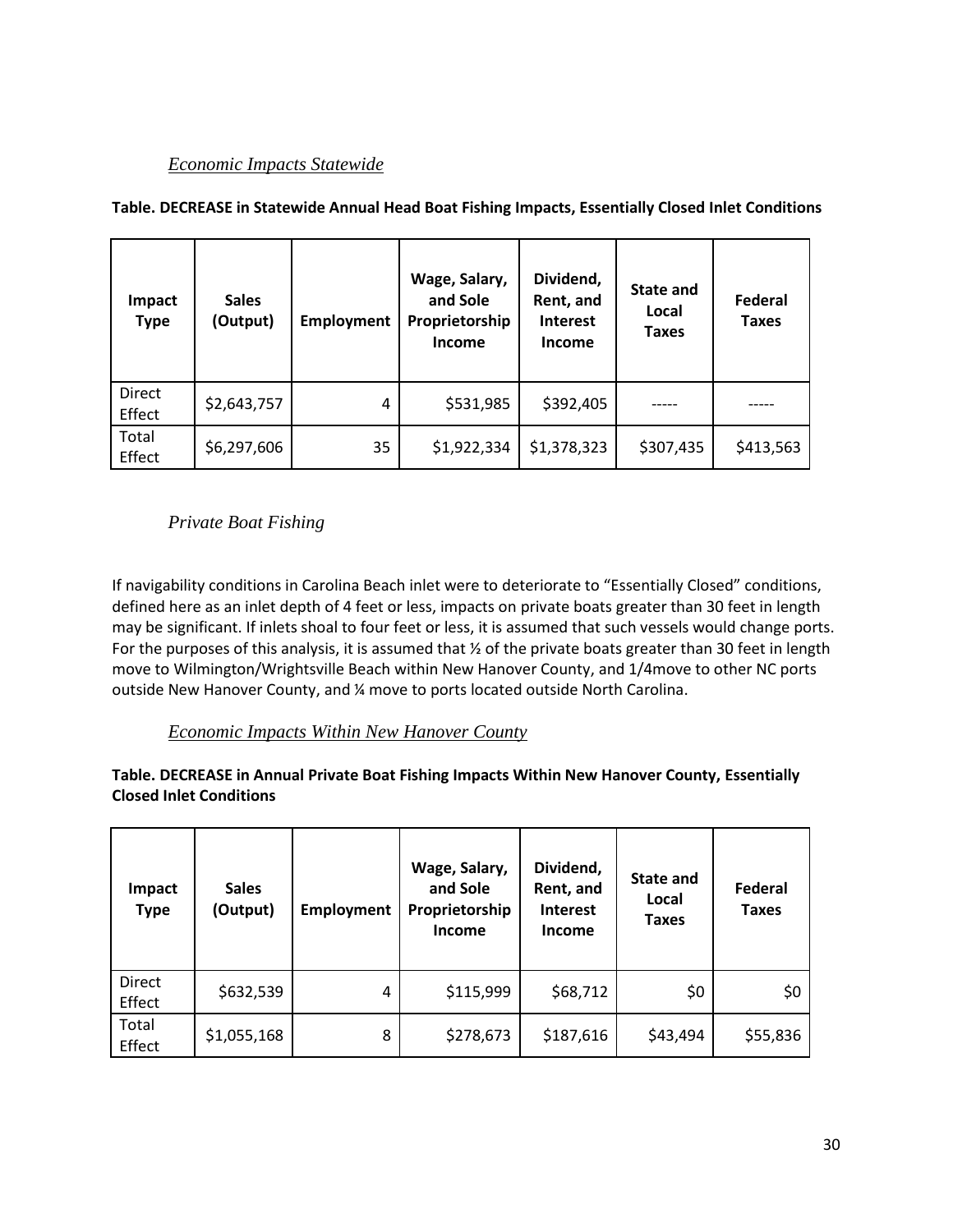### *Economic Impacts Statewide*

**Table. DECREASE in Statewide Annual Head Boat Fishing Impacts, Essentially Closed Inlet Conditions**

| Impact Type | Sales (Output) | Employment | Wage, Salary, and Sole Proprietorship Income | Dividend, Rent, and Interest Income | State and Local Taxes | Federal Taxes |
|---|---|---|---|---|---|---|
| Direct Effect | $2,643,757 | 4 | $531,985 | $392,405 | ----- | ----- |
| Total Effect | $6,297,606 | 35 | $1,922,334 | $1,378,323 | $307,435 | $413,563 |

### *Private Boat Fishing*

If navigability conditions in Carolina Beach inlet were to deteriorate to "Essentially Closed" conditions, defined here as an inlet depth of 4 feet or less, impacts on private boats greater than 30 feet in length may be significant. If inlets shoal to four feet or less, it is assumed that such vessels would change ports. For the purposes of this analysis, it is assumed that ½ of the private boats greater than 30 feet in length move to Wilmington/Wrightsville Beach within New Hanover County, and 1/4move to other NC ports outside New Hanover County, and ¼ move to ports located outside North Carolina.

### *Economic Impacts Within New Hanover County*

**Table. DECREASE in Annual Private Boat Fishing Impacts Within New Hanover County, Essentially Closed Inlet Conditions**

| Impact Type | Sales (Output) | Employment | Wage, Salary, and Sole Proprietorship Income | Dividend, Rent, and Interest Income | State and Local Taxes | Federal Taxes |
|---|---|---|---|---|---|---|
| Direct Effect | $632,539 | 4 | $115,999 | $68,712 | $0 | $0 |
| Total Effect | $1,055,168 | 8 | $278,673 | $187,616 | $43,494 | $55,836 |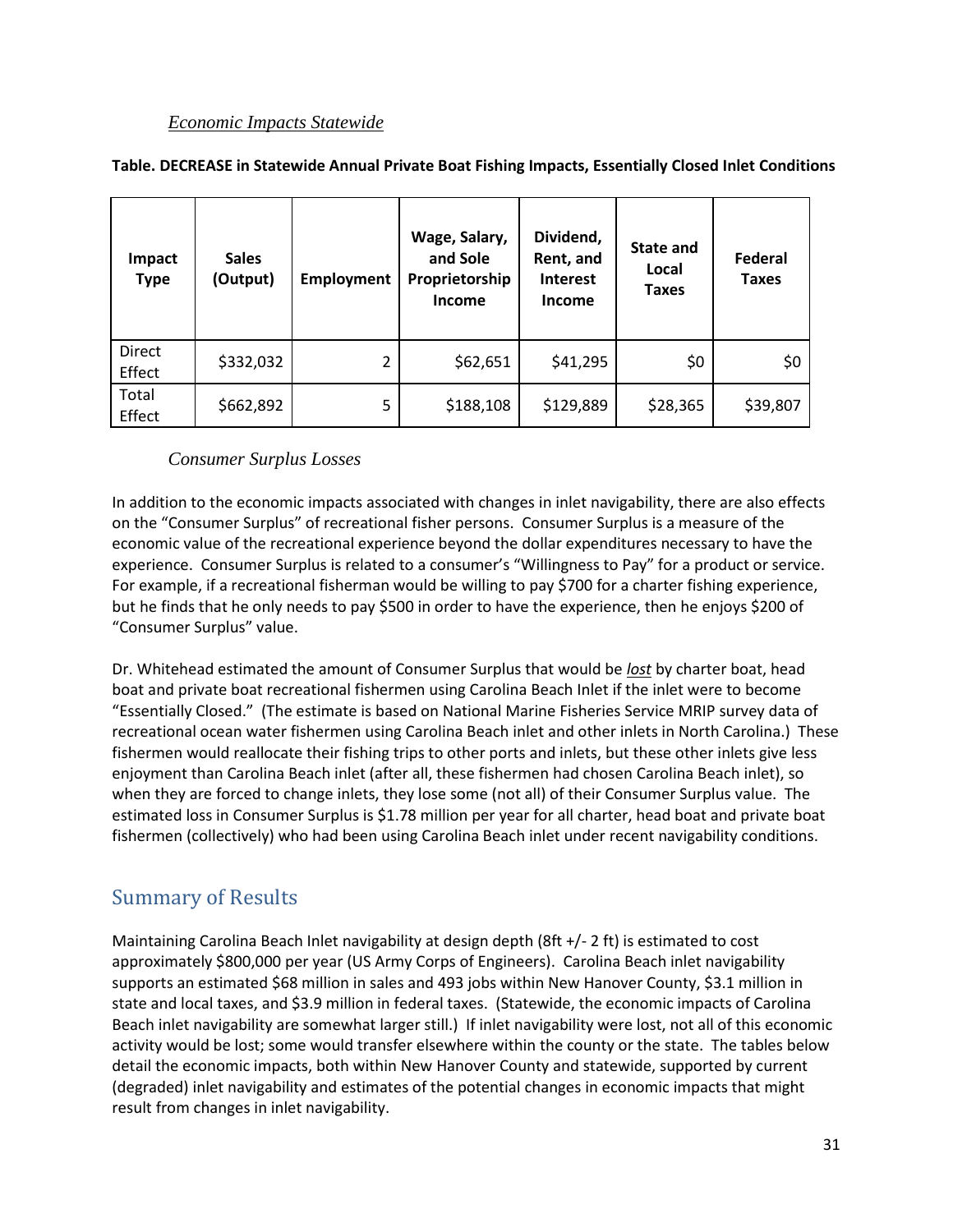*Economic Impacts Statewide*

**Table. DECREASE in Statewide Annual Private Boat Fishing Impacts, Essentially Closed Inlet Conditions**

| Impact Type | Sales (Output) | Employment | Wage, Salary, and Sole Proprietorship Income | Dividend, Rent, and Interest Income | State and Local Taxes | Federal Taxes |
|---|---|---|---|---|---|---|
| Direct Effect | $332,032 | 2 | $62,651 | $41,295 | $0 | $0 |
| Total Effect | $662,892 | 5 | $188,108 | $129,889 | $28,365 | $39,807 |

*Consumer Surplus Losses*

In addition to the economic impacts associated with changes in inlet navigability, there are also effects on the "Consumer Surplus" of recreational fisher persons. Consumer Surplus is a measure of the economic value of the recreational experience beyond the dollar expenditures necessary to have the experience. Consumer Surplus is related to a consumer's "Willingness to Pay" for a product or service. For example, if a recreational fisherman would be willing to pay $700 for a charter fishing experience, but he finds that he only needs to pay $500 in order to have the experience, then he enjoys $200 of "Consumer Surplus" value.

Dr. Whitehead estimated the amount of Consumer Surplus that would be *lost* by charter boat, head boat and private boat recreational fishermen using Carolina Beach Inlet if the inlet were to become "Essentially Closed." (The estimate is based on National Marine Fisheries Service MRIP survey data of recreational ocean water fishermen using Carolina Beach inlet and other inlets in North Carolina.) These fishermen would reallocate their fishing trips to other ports and inlets, but these other inlets give less enjoyment than Carolina Beach inlet (after all, these fishermen had chosen Carolina Beach inlet), so when they are forced to change inlets, they lose some (not all) of their Consumer Surplus value. The estimated loss in Consumer Surplus is $1.78 million per year for all charter, head boat and private boat fishermen (collectively) who had been using Carolina Beach inlet under recent navigability conditions.

## Summary of Results

Maintaining Carolina Beach Inlet navigability at design depth (8ft +/- 2 ft) is estimated to cost approximately $800,000 per year (US Army Corps of Engineers). Carolina Beach inlet navigability supports an estimated $68 million in sales and 493 jobs within New Hanover County, $3.1 million in state and local taxes, and $3.9 million in federal taxes. (Statewide, the economic impacts of Carolina Beach inlet navigability are somewhat larger still.) If inlet navigability were lost, not all of this economic activity would be lost; some would transfer elsewhere within the county or the state. The tables below detail the economic impacts, both within New Hanover County and statewide, supported by current (degraded) inlet navigability and estimates of the potential changes in economic impacts that might result from changes in inlet navigability.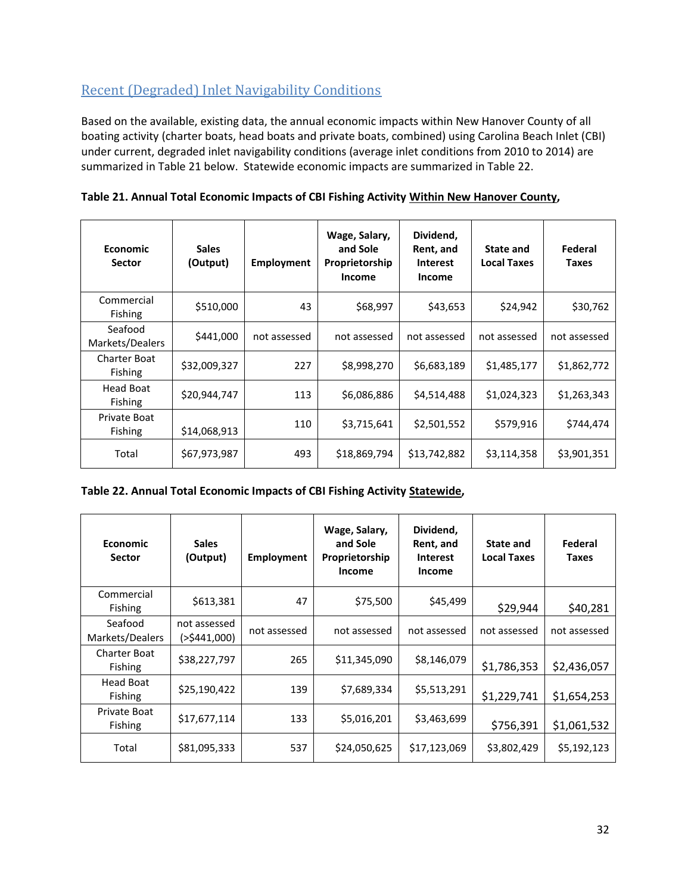## Recent (Degraded) Inlet Navigability Conditions

Based on the available, existing data, the annual economic impacts within New Hanover County of all boating activity (charter boats, head boats and private boats, combined) using Carolina Beach Inlet (CBI) under current, degraded inlet navigability conditions (average inlet conditions from 2010 to 2014) are summarized in Table 21 below. Statewide economic impacts are summarized in Table 22.

**Table 21. Annual Total Economic Impacts of CBI Fishing Activity Within New Hanover County,**

| Economic Sector | Sales (Output) | Employment | Wage, Salary, and Sole Proprietorship Income | Dividend, Rent, and Interest Income | State and Local Taxes | Federal Taxes |
|---|---|---|---|---|---|---|
| Commercial Fishing | $510,000 | 43 | $68,997 | $43,653 | $24,942 | $30,762 |
| Seafood Markets/Dealers | $441,000 | not assessed | not assessed | not assessed | not assessed | not assessed |
| Charter Boat Fishing | $32,009,327 | 227 | $8,998,270 | $6,683,189 | $1,485,177 | $1,862,772 |
| Head Boat Fishing | $20,944,747 | 113 | $6,086,886 | $4,514,488 | $1,024,323 | $1,263,343 |
| Private Boat Fishing | $14,068,913 | 110 | $3,715,641 | $2,501,552 | $579,916 | $744,474 |
| Total | $67,973,987 | 493 | $18,869,794 | $13,742,882 | $3,114,358 | $3,901,351 |

**Table 22. Annual Total Economic Impacts of CBI Fishing Activity Statewide,**

| Economic Sector | Sales (Output) | Employment | Wage, Salary, and Sole Proprietorship Income | Dividend, Rent, and Interest Income | State and Local Taxes | Federal Taxes |
|---|---|---|---|---|---|---|
| Commercial Fishing | $613,381 | 47 | $75,500 | $45,499 | $29,944 | $40,281 |
| Seafood Markets/Dealers | not assessed (>$441,000) | not assessed | not assessed | not assessed | not assessed | not assessed |
| Charter Boat Fishing | $38,227,797 | 265 | $11,345,090 | $8,146,079 | $1,786,353 | $2,436,057 |
| Head Boat Fishing | $25,190,422 | 139 | $7,689,334 | $5,513,291 | $1,229,741 | $1,654,253 |
| Private Boat Fishing | $17,677,114 | 133 | $5,016,201 | $3,463,699 | $756,391 | $1,061,532 |
| Total | $81,095,333 | 537 | $24,050,625 | $17,123,069 | $3,802,429 | $5,192,123 |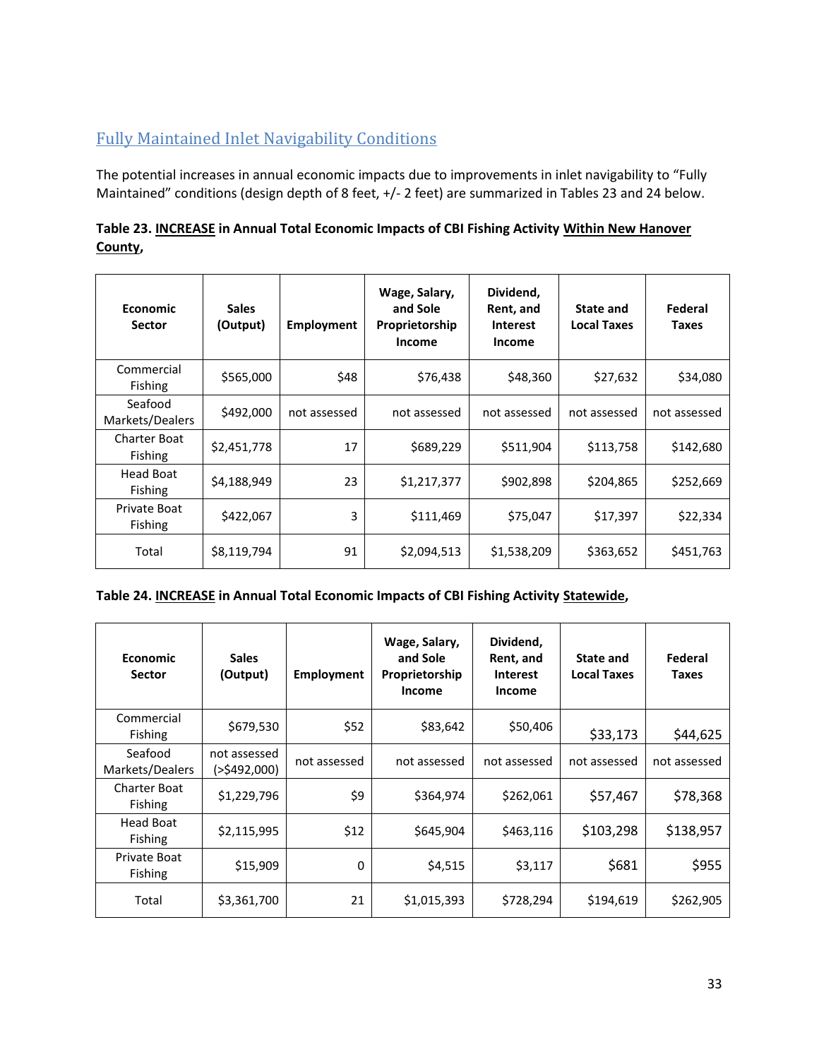## Fully Maintained Inlet Navigability Conditions

The potential increases in annual economic impacts due to improvements in inlet navigability to "Fully Maintained" conditions (design depth of 8 feet, +/- 2 feet) are summarized in Tables 23 and 24 below.

**Table 23. INCREASE in Annual Total Economic Impacts of CBI Fishing Activity Within New Hanover County,**

| Economic Sector | Sales (Output) | Employment | Wage, Salary, and Sole Proprietorship Income | Dividend, Rent, and Interest Income | State and Local Taxes | Federal Taxes |
|---|---|---|---|---|---|---|
| Commercial Fishing | $565,000 | $48 | $76,438 | $48,360 | $27,632 | $34,080 |
| Seafood Markets/Dealers | $492,000 | not assessed | not assessed | not assessed | not assessed | not assessed |
| Charter Boat Fishing | $2,451,778 | 17 | $689,229 | $511,904 | $113,758 | $142,680 |
| Head Boat Fishing | $4,188,949 | 23 | $1,217,377 | $902,898 | $204,865 | $252,669 |
| Private Boat Fishing | $422,067 | 3 | $111,469 | $75,047 | $17,397 | $22,334 |
| Total | $8,119,794 | 91 | $2,094,513 | $1,538,209 | $363,652 | $451,763 |

**Table 24. INCREASE in Annual Total Economic Impacts of CBI Fishing Activity Statewide,**

| Economic Sector | Sales (Output) | Employment | Wage, Salary, and Sole Proprietorship Income | Dividend, Rent, and Interest Income | State and Local Taxes | Federal Taxes |
|---|---|---|---|---|---|---|
| Commercial Fishing | $679,530 | $52 | $83,642 | $50,406 | $33,173 | $44,625 |
| Seafood Markets/Dealers | not assessed (>$492,000) | not assessed | not assessed | not assessed | not assessed | not assessed |
| Charter Boat Fishing | $1,229,796 | $9 | $364,974 | $262,061 | $57,467 | $78,368 |
| Head Boat Fishing | $2,115,995 | $12 | $645,904 | $463,116 | $103,298 | $138,957 |
| Private Boat Fishing | $15,909 | 0 | $4,515 | $3,117 | $681 | $955 |
| Total | $3,361,700 | 21 | $1,015,393 | $728,294 | $194,619 | $262,905 |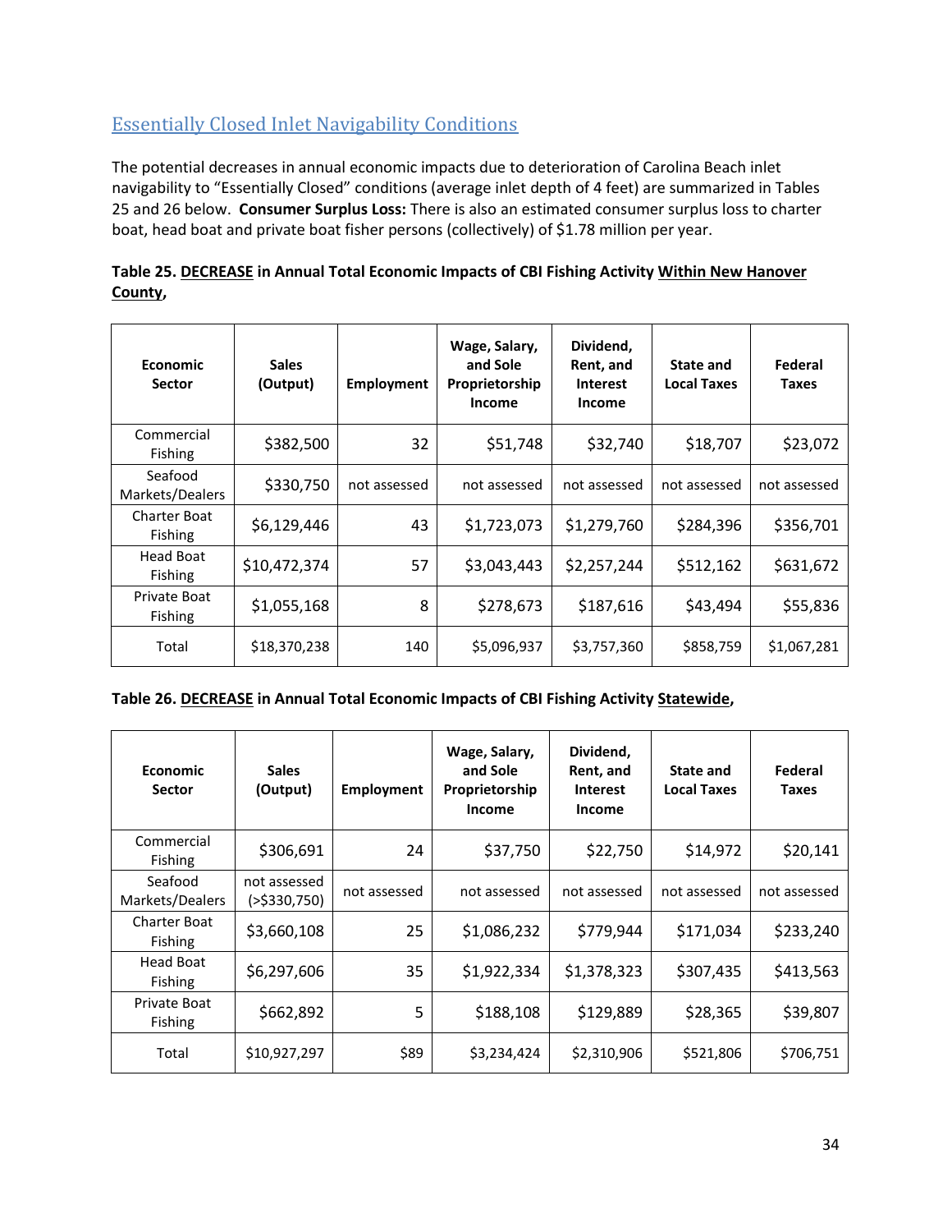## Essentially Closed Inlet Navigability Conditions

The potential decreases in economic impacts due to deterioration of Carolina Beach inlet navigability to "Essentially Closed" conditions (average inlet depth of 4 feet) are summarized in Tables 25 and 26 below. **Consumer Surplus Loss:** There is also an estimated consumer surplus loss to charter boat, head boat and private boat fisher persons (collectively) of $1.78 million per year.

**Table 25. <u>DECREASE</u> in Annual Total Economic Impacts of CBI Fishing Activity <u>Within New Hanover County</u>,**

| Economic Sector | Sales (Output) | Employment | Wage, Salary, and Sole Proprietorship Income | Dividend, Rent, and Interest Income | State and Local Taxes | Federal Taxes |
|---|---|---|---|---|---|---|
| Commercial Fishing | $382,500 | 32 | $51,748 | $32,740 | $18,707 | $23,072 |
| Seafood Markets/Dealers | $330,750 | not assessed | not assessed | not assessed | not assessed | not assessed |
| Charter Boat Fishing | $6,129,446 | 43 | $1,723,073 | $1,279,760 | $284,396 | $356,701 |
| Head Boat Fishing | $10,472,374 | 57 | $3,043,443 | $2,257,244 | $512,162 | $631,672 |
| Private Boat Fishing | $1,055,168 | 8 | $278,673 | $187,616 | $43,494 | $55,836 |
| Total | $18,370,238 | 140 | $5,096,937 | $3,757,360 | $858,759 | $1,067,281 |

**Table 26. <u>DECREASE</u> in Annual Total Economic Impacts of CBI Fishing Activity <u>Statewide</u>,**

| Economic Sector | Sales (Output) | Employment | Wage, Salary, and Sole Proprietorship Income | Dividend, Rent, and Interest Income | State and Local Taxes | Federal Taxes |
|---|---|---|---|---|---|---|
| Commercial Fishing | $306,691 | 24 | $37,750 | $22,750 | $14,972 | $20,141 |
| Seafood Markets/Dealers | not assessed (>$330,750) | not assessed | not assessed | not assessed | not assessed | not assessed |
| Charter Boat Fishing | $3,660,108 | 25 | $1,086,232 | $779,944 | $171,034 | $233,240 |
| Head Boat Fishing | $6,297,606 | 35 | $1,922,334 | $1,378,323 | $307,435 | $413,563 |
| Private Boat Fishing | $662,892 | 5 | $188,108 | $129,889 | $28,365 | $39,807 |
| Total | $10,927,297 | $89 | $3,234,424 | $2,310,906 | $521,806 | $706,751 |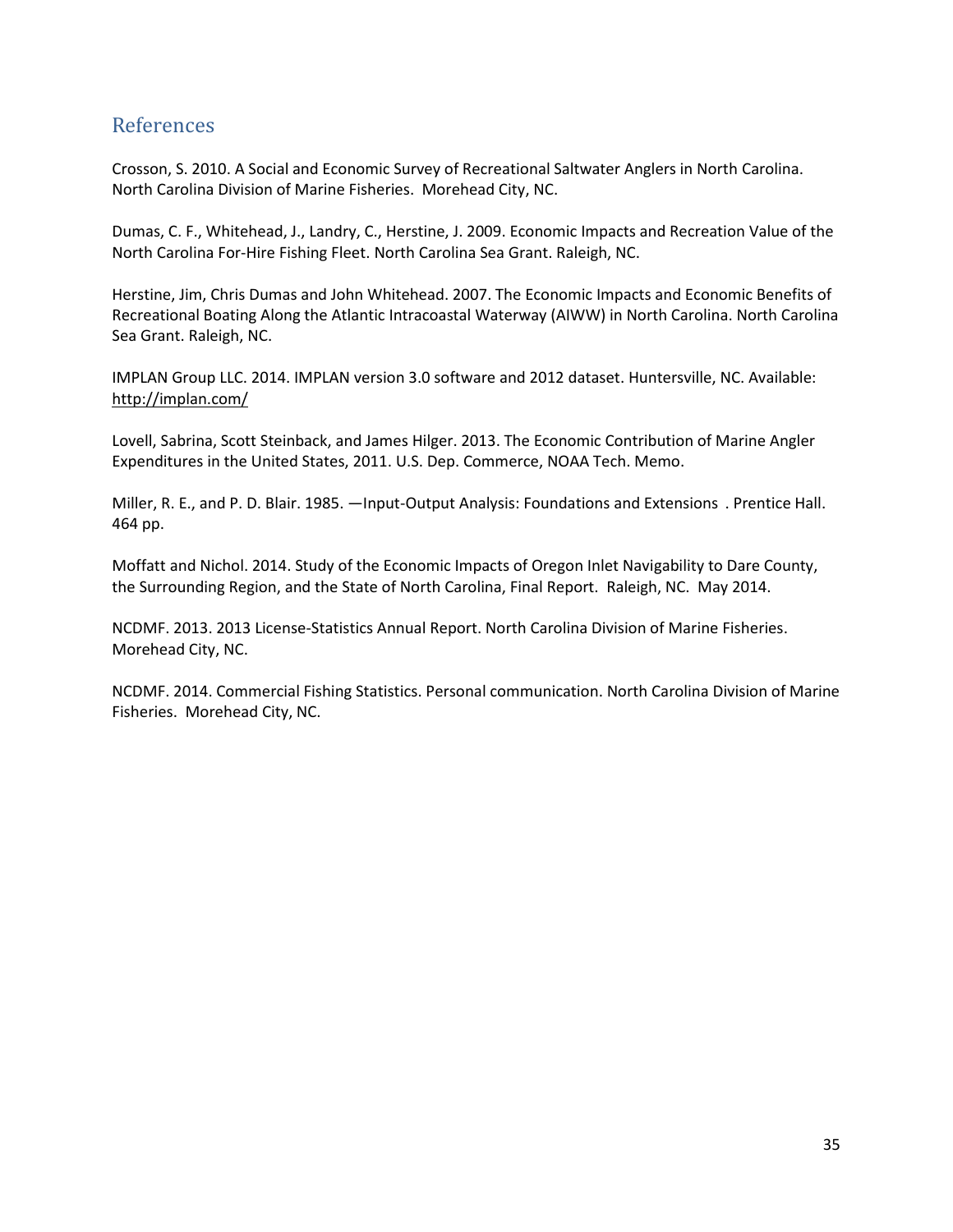## References

Crosson, S. 2010. A Social and Economic Survey of Recreational Saltwater Anglers in North Carolina. North Carolina Division of Marine Fisheries. Morehead City, NC.

Dumas, C. F., Whitehead, J., Landry, C., Herstine, J. 2009. Economic Impacts and Recreation Value of the North Carolina For-Hire Fishing Fleet. North Carolina Sea Grant. Raleigh, NC.

Herstine, Jim, Chris Dumas and John Whitehead. 2007. The Economic Impacts and Economic Benefits of Recreational Boating Along the Atlantic Intracoastal Waterway (AIWW) in North Carolina. North Carolina Sea Grant. Raleigh, NC.

IMPLAN Group LLC. 2014. IMPLAN version 3.0 software and 2012 dataset. Huntersville, NC. Available: http://implan.com/

Lovell, Sabrina, Scott Steinback, and James Hilger. 2013. The Economic Contribution of Marine Angler Expenditures in the United States, 2011. U.S. Dep. Commerce, NOAA Tech. Memo.

Miller, R. E., and P. D. Blair. 1985. —Input-Output Analysis: Foundations and Extensions . Prentice Hall. 464 pp.

Moffatt and Nichol. 2014. Study of the Economic Impacts of Oregon Inlet Navigability to Dare County, the Surrounding Region, and the State of North Carolina, Final Report. Raleigh, NC. May 2014.

NCDMF. 2013. 2013 License-Statistics Annual Report. North Carolina Division of Marine Fisheries. Morehead City, NC.

NCDMF. 2014. Commercial Fishing Statistics. Personal communication. North Carolina Division of Marine Fisheries. Morehead City, NC.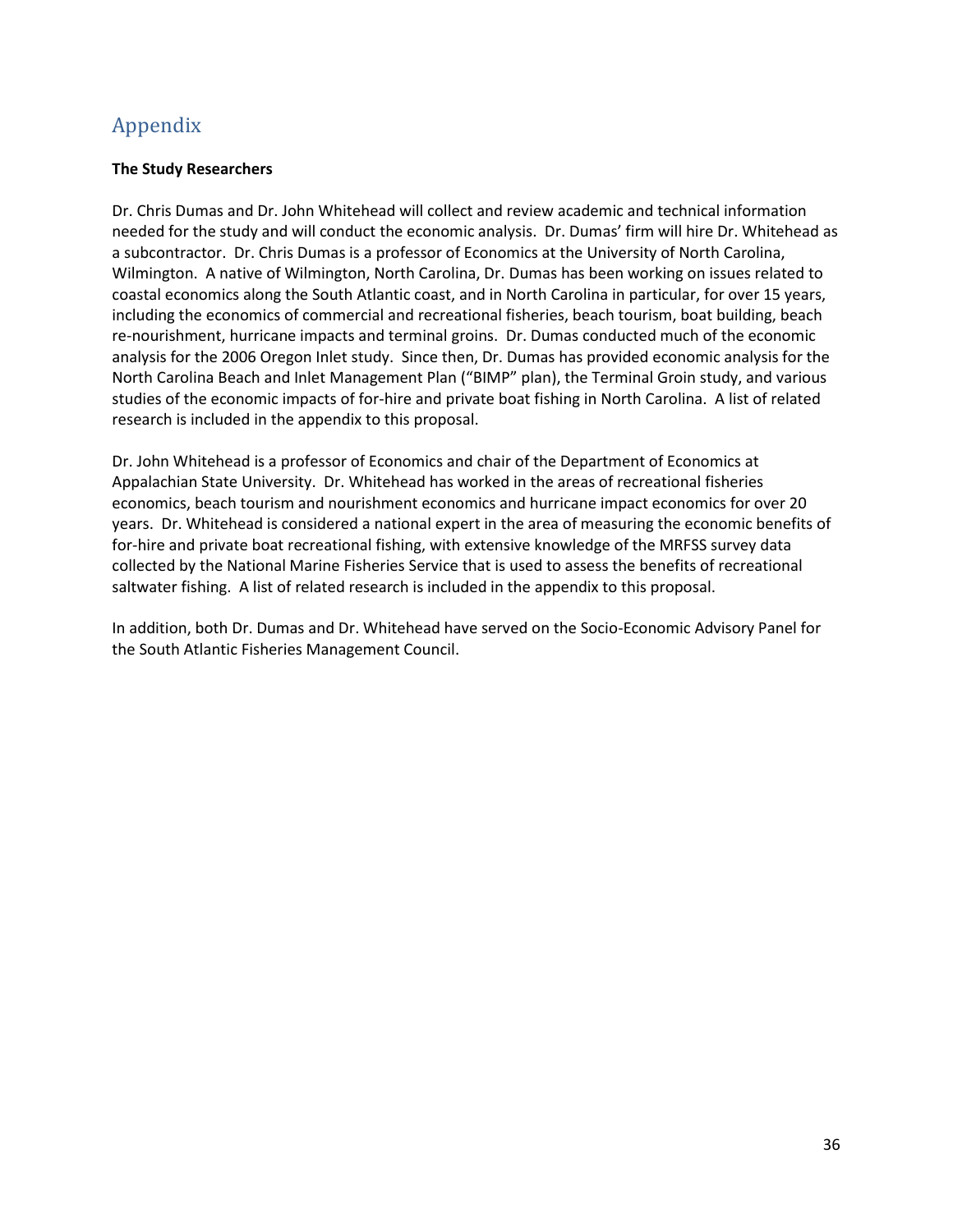# Appendix

**The Study Researchers**

Dr. Chris Dumas and Dr. John Whitehead will collect and review academic and technical information needed for the study and will conduct the economic analysis. Dr. Dumas' firm will hire Dr. Whitehead as a subcontractor. Dr. Chris Dumas is a professor of Economics at the University of North Carolina, Wilmington. A native of Wilmington, North Carolina, Dr. Dumas has been working on issues related to coastal economics along the South Atlantic coast, and in North Carolina in particular, for over 15 years, including the economics of commercial and recreational fisheries, beach tourism, boat building, beach re-nourishment, hurricane impacts and terminal groins. Dr. Dumas conducted much of the economic analysis for the 2006 Oregon Inlet study. Since then, Dr. Dumas has provided economic analysis for the North Carolina Beach and Inlet Management Plan ("BIMP" plan), the Terminal Groin study, and various studies of the economic impacts of for-hire and private boat fishing in North Carolina. A list of related research is included in the appendix to this proposal.

Dr. John Whitehead is a professor of Economics and chair of the Department of Economics at Appalachian State University. Dr. Whitehead has worked in the areas of recreational fisheries economics, beach tourism and nourishment economics and hurricane impact economics for over 20 years. Dr. Whitehead is considered a national expert in the area of measuring the economic benefits of for-hire and private boat recreational fishing, with extensive knowledge of the MRFSS survey data collected by the National Marine Fisheries Service that is used to assess the benefits of recreational saltwater fishing. A list of related research is included in the appendix to this proposal.

In addition, both Dr. Dumas and Dr. Whitehead have served on the Socio-Economic Advisory Panel for the South Atlantic Fisheries Management Council.